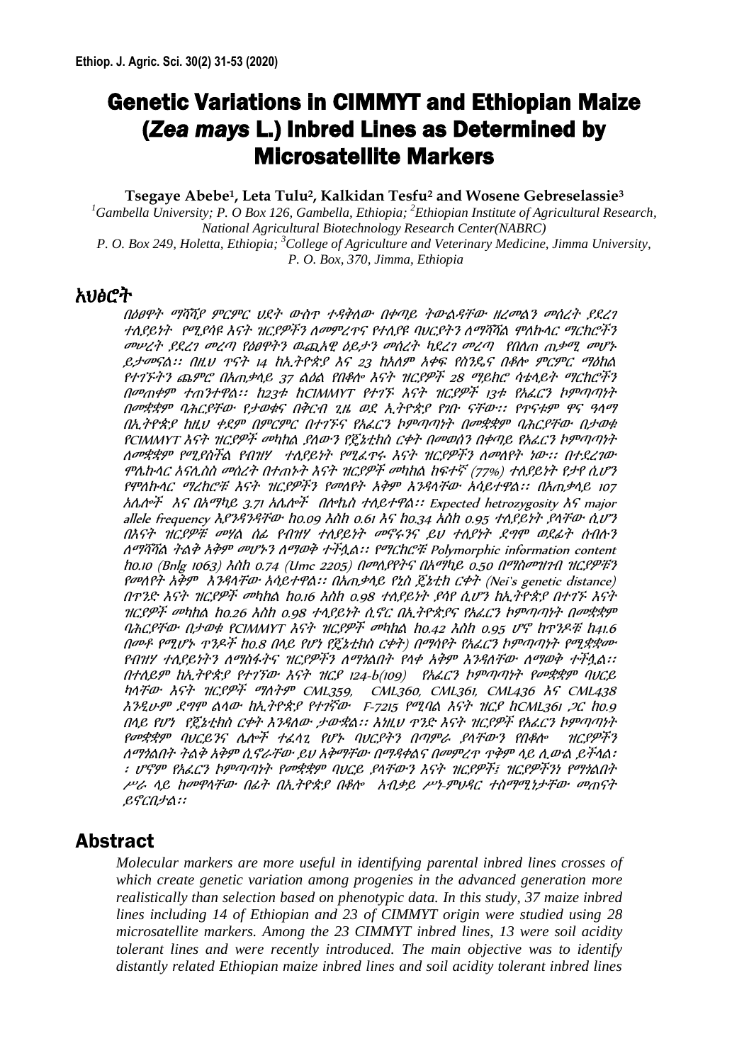# Genetic Variations in CIMMYT and Ethiopian Maize (*Zea mays* L.) Inbred Lines as Determined by Microsatellite Markers

**Tsegaye Abebe[1], Leta Tulu[2], Kalkidan Tesfu[2] and Wosene Gebreselassie[3]**

[1]*Gambella University; P. O Box 126, Gambella, Ethiopia;* [2]*Ethiopian Institute of Agricultural Research, National Agricultural Biotechnology Research Center(NABRC)*
*P. O. Box 249, Holetta, Ethiopia;* [3]*College of Agriculture and Veterinary Medicine, Jimma University, P. O. Box, 370, Jimma, Ethiopia*

## አህፅሮት

*በዕፀዋት ማሻሻያ ምርምር ሂደት ውስጥ ተዳቅለው በቀጣይ ትውልዳቸው ዘረመልን መሰረት ያደረገ ተለያይነት የሚያሳዩ እናት ዝርያዎችን ለመምረጥና የተለያዩ ባህርያትን ለማሻሻል ሞለኩላር ማርከሮችን መሠረት ያደረገ መረጣ የዕፀዋትን ዉጫአዊ ዕይታን መሰረት ካደረገ መረጣ የበለጠ ጠቃሚ መሆኑ ይታመናል፡፡ በዚህ ጥናት 14 ከኢትዮጵያ እና 23 ከአለም አቀፍ የስንዴና በቆሎ ምርምር ማዕከል የተገኙትን ጨምሮ በአጠቃላይ 37 ልዕል የበቆሎ እናት ዝርያዎች 28 ማይክሮ ሳቴላይት ማርከሮችን በመጠቀም ተጠንተዋል፡፡ ከ23ቱ ከCIMMYT የተገኙ እናት ዝርያዎች 13ቱ የአፈርን ኮምጣጣነት በመቋቋም ባሕርያቸው የታወቁና በቅርብ ጊዜ ወደ ኢትዮጵያ የገቡ ናቸው፡፡ የጥናቱም ዋና ዓላማ በኢትዮጵያ ከዚህ ቀደም በምርምር በተገኙና የአፈርን ኮምጣጣነት በመቋቋም ባሕርያቸው በታወቁ የCIMMYT እናት ዝርያዎች መካከል ያለውን የጀኔቲክስ ርቀት በመወሰን በቀጣይ የአፈርን ኮምጣጣነት ለመቋቋም የሚያስችል የብዝሃ ተለያይነት የሚፈጥሩ እናት ዝርያዎችን ለመለየት ነው፡፡ በተደረገው ሞሌኩላር አናሊሰስ መሰረት በተጠኑት እናት ዝርያዎች መካከል ከፍተኛ (77%) ተለያይነት የታየ ሲሆን የሞለኩላር ማረከሮቹ እናት ዝርያዎችን የመለየት አቅም እንዳላቸው አሳይተዋል፡፡ በአጠቃላይ 107 አሌሎች እና በአማካይ 3.71 አሌሎች በሎኪስ ተለይተዋል፡፡ Expected hetrozygosity እና major allele frequency እያንዳንዳቸው ከ0.09 እስከ 0.61 እና ከ0.34 እስከ 0.95 ተለያይነት ያላቸው ሲሆን በእናት ዝርያዎቹ መሃል ሰፊ የብዝሃ ተለያይነት መኖሩንና ይህ ተለያየት ደግሞ ወደፊት ሰብሉን ለማሻሻል ትልቅ አቅም መሆኑን ለማወቅ ተችሏል፡፡ የማርከሮቹ Polymorphic information content ከ0.10 (Bnlg 1063) እስከ 0.74 (Umc 2205) በመለየየትና በአማካይ 0.50 በማስመዝገብ ዝርያዎችን የመለየት አቅም እንዳላቸው አሳይተዋል፡፡ በአጠቃላይ የኔስ ጀኔቲክ ርቀት (Nei's genetic distance) በጥንድ እናት ዝርያዎች መካከል ከ0.16 እስከ 0.98 ተለያይነት ያሳየ ሲሆን ከኢትዮጵያ በተገኙ እናት ዝርያዎች መካከል ከ0.26 እስከ 0.98 ተለያይነት ሲኖር በኢትዮጵያና የአፈርን ኮምጣጣነት በመቋቋም ባሕርያቸው በታወቁ የCIMMYT እናት ዝርያዎች መካከል ከ0.42 እስከ 0.95 ሆኖ ከጥንዶቹ ከ41.6 በመቶ የሚሆኑ ጥንዶች ከ0.8 በላይ የሆነ የጀኔቲክስ ርቀት) በማሳየት የአፈርን ኮምጣጣነት የሚቋቋሙ የብዝሃ ተለያይነትን ለማሳፋትና ዝርያዎችን ለማዳበት የላቀ አቅም እንዳላቸው ለማወቅ ተችሏል፡፡ በተለይም ከኢትዮጵያ የተገኘው እናት ዝርያ 124-b(109) የአፈርን ኮምጣጣነት የመቋቋም ባህርይ ካላቸው እናት ዝርያዎች ማለትም CML359, CML360, CML361, CML436 እና CML438 እንዲሁም ደግሞ ልላው ከኢትዮጵያ የተገኘው F-7215 የሚባል እናት ዝርያ ከCML361 ጋር ከ0.9 በላይ የሆነ የጀኔቲክስ ርቀት እንዳለው ታውቋል፡፡ እነዚህ ጥንድ እናት ዝርያዎች የአፈርን ኮምጣጣነት የመቋቋም ባህርይንና ሌሎች ተፈላጊ የሆኑ ባህርያትን በጣምራ ያላቸውን የበቆሎ ዝርያዎችን ለማጎልበት ትልቅ አቅም ሲኖራቸው ይህ አቅማቸው በማዳቀልና በመምረጥ ጥቅም ላይ ሊውል ይችላል፡ ፡ ሆኖም የአፈርን ኮምጣጣነት የመቋቋም ባህርይ ያላቸውን እናት ዝርያዎች፣ ዝርያዎችንነ የማጎልበት ሥራ ላይ ከመዋላቸው በፊት በኢትዮጵያ በቆሎ አብቃይ ሥነ-ምህዳር ተስማሚነታቸው መጠናት ይኖርበታል፡፡*

## Abstract

*Molecular markers are more useful in identifying parental inbred lines crosses of which create genetic variation among progenies in the advanced generation more realistically than selection based on phenotypic data. In this study, 37 maize inbred lines including 14 of Ethiopian and 23 of CIMMYT origin were studied using 28 microsatellite markers. Among the 23 CIMMYT inbred lines, 13 were soil acidity tolerant lines and were recently introduced. The main objective was to identify distantly related Ethiopian maize inbred lines and soil acidity tolerant inbred lines*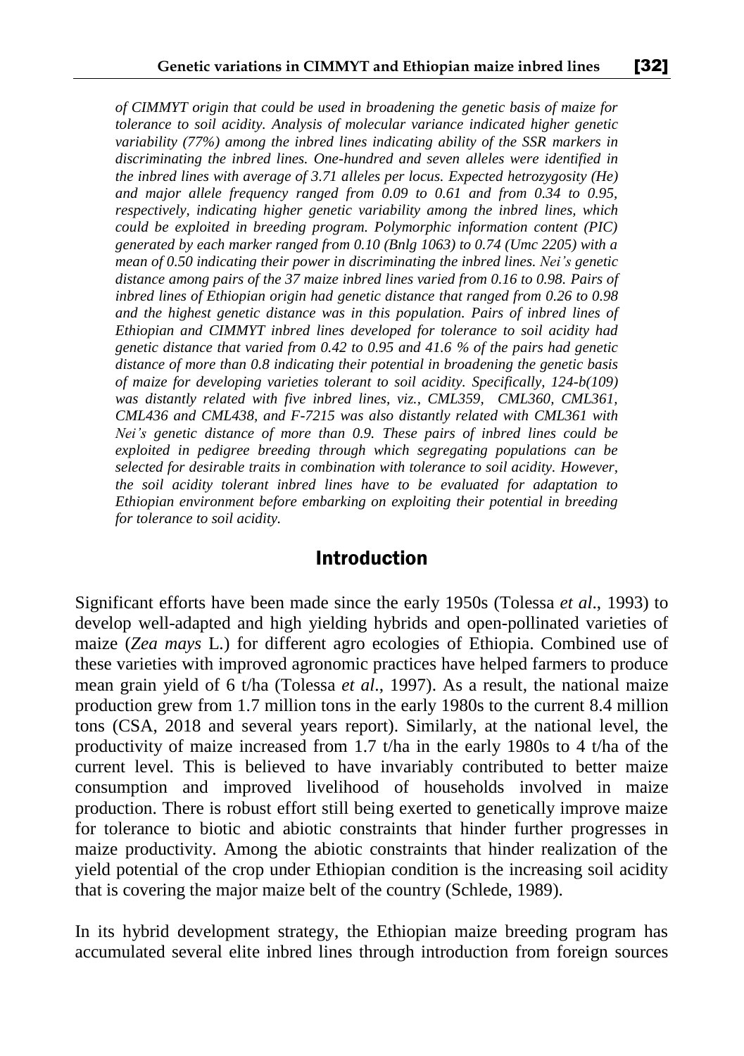*of CIMMYT origin that could be used in broadening the genetic basis of maize for tolerance to soil acidity. Analysis of molecular variance indicated higher genetic variability (77%) among the inbred lines indicating ability of the SSR markers in discriminating the inbred lines. One-hundred and seven alleles were identified in the inbred lines with average of 3.71 alleles per locus. Expected hetrozygosity (He) and major allele frequency ranged from 0.09 to 0.61 and from 0.34 to 0.95, respectively, indicating higher genetic variability among the inbred lines, which could be exploited in breeding program. Polymorphic information content (PIC) generated by each marker ranged from 0.10 (Bnlg 1063) to 0.74 (Umc 2205) with a mean of 0.50 indicating their power in discriminating the inbred lines. Nei's genetic distance among pairs of the 37 maize inbred lines varied from 0.16 to 0.98. Pairs of inbred lines of Ethiopian origin had genetic distance that ranged from 0.26 to 0.98 and the highest genetic distance was in this population. Pairs of inbred lines of Ethiopian and CIMMYT inbred lines developed for tolerance to soil acidity had genetic distance that varied from 0.42 to 0.95 and 41.6 % of the pairs had genetic distance of more than 0.8 indicating their potential in broadening the genetic basis of maize for developing varieties tolerant to soil acidity. Specifically, 124-b(109) was distantly related with five inbred lines, viz., CML359, CML360, CML361, CML436 and CML438, and F-7215 was also distantly related with CML361 with Nei's genetic distance of more than 0.9. These pairs of inbred lines could be exploited in pedigree breeding through which segregating populations can be selected for desirable traits in combination with tolerance to soil acidity. However, the soil acidity tolerant inbred lines have to be evaluated for adaptation to Ethiopian environment before embarking on exploiting their potential in breeding for tolerance to soil acidity.*

## Introduction

Significant efforts have been made since the early 1950s (Tolessa *et al*., 1993) to develop well-adapted and high yielding hybrids and open-pollinated varieties of maize (*Zea mays* L.) for different agro ecologies of Ethiopia. Combined use of these varieties with improved agronomic practices have helped farmers to produce mean grain yield of 6 t/ha (Tolessa *et al*., 1997). As a result, the national maize production grew from 1.7 million tons in the early 1980s to the current 8.4 million tons (CSA, 2018 and several years report). Similarly, at the national level, the productivity of maize increased from 1.7 t/ha in the early 1980s to 4 t/ha of the current level. This is believed to have invariably contributed to better maize consumption and improved livelihood of households involved in maize production. There is robust effort still being exerted to genetically improve maize for tolerance to biotic and abiotic constraints that hinder further progresses in maize productivity. Among the abiotic constraints that hinder realization of the yield potential of the crop under Ethiopian condition is the increasing soil acidity that is covering the major maize belt of the country (Schlede, 1989).

In its hybrid development strategy, the Ethiopian maize breeding program has accumulated several elite inbred lines through introduction from foreign sources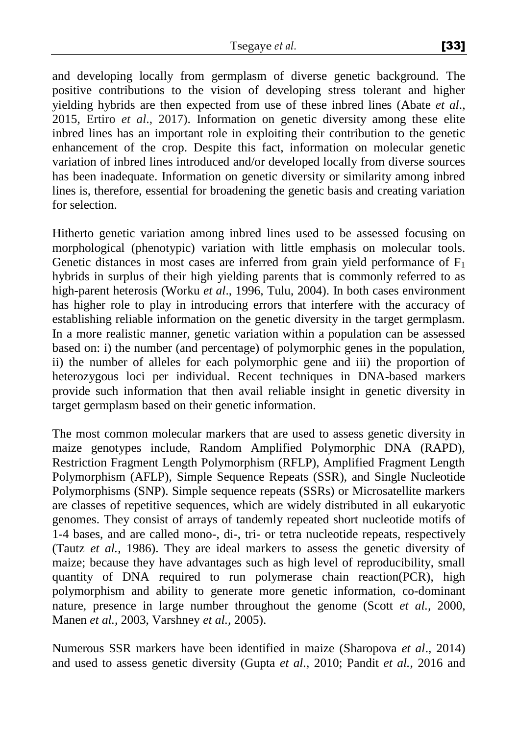and developing locally from germplasm of diverse genetic background. The positive contributions to the vision of developing stress tolerant and higher yielding hybrids are then expected from use of these inbred lines (Abate *et al*., 2015, Ertiro *et al*., 2017). Information on genetic diversity among these elite inbred lines has an important role in exploiting their contribution to the genetic enhancement of the crop. Despite this fact, information on molecular genetic variation of inbred lines introduced and/or developed locally from diverse sources has been inadequate. Information on genetic diversity or similarity among inbred lines is, therefore, essential for broadening the genetic basis and creating variation for selection.

Hitherto genetic variation among inbred lines used to be assessed focusing on morphological (phenotypic) variation with little emphasis on molecular tools. Genetic distances in most cases are inferred from grain yield performance of $F_1$ hybrids in surplus of their high yielding parents that is commonly referred to as high-parent heterosis (Worku *et al*., 1996, Tulu, 2004). In both cases environment has higher role to play in introducing errors that interfere with the accuracy of establishing reliable information on the genetic diversity in the target germplasm. In a more realistic manner, genetic variation within a population can be assessed based on: i) the number (and percentage) of polymorphic genes in the population, ii) the number of alleles for each polymorphic gene and iii) the proportion of heterozygous loci per individual. Recent techniques in DNA-based markers provide such information that then avail reliable insight in genetic diversity in target germplasm based on their genetic information.

The most common molecular markers that are used to assess genetic diversity in maize genotypes include, Random Amplified Polymorphic DNA (RAPD), Restriction Fragment Length Polymorphism (RFLP), Amplified Fragment Length Polymorphism (AFLP), Simple Sequence Repeats (SSR), and Single Nucleotide Polymorphisms (SNP). Simple sequence repeats (SSRs) or Microsatellite markers are classes of repetitive sequences, which are widely distributed in all eukaryotic genomes. They consist of arrays of tandemly repeated short nucleotide motifs of 1-4 bases, and are called mono-, di-, tri- or tetra nucleotide repeats, respectively (Tautz *et al.,* 1986). They are ideal markers to assess the genetic diversity of maize; because they have advantages such as high level of reproducibility, small quantity of DNA required to run polymerase chain reaction(PCR), high polymorphism and ability to generate more genetic information, co-dominant nature, presence in large number throughout the genome (Scott *et al.,* 2000, Manen *et al.,* 2003, Varshney *et al.,* 2005).

Numerous SSR markers have been identified in maize (Sharopova *et al*., 2014) and used to assess genetic diversity (Gupta *et al.,* 2010; Pandit *et al.*, 2016 and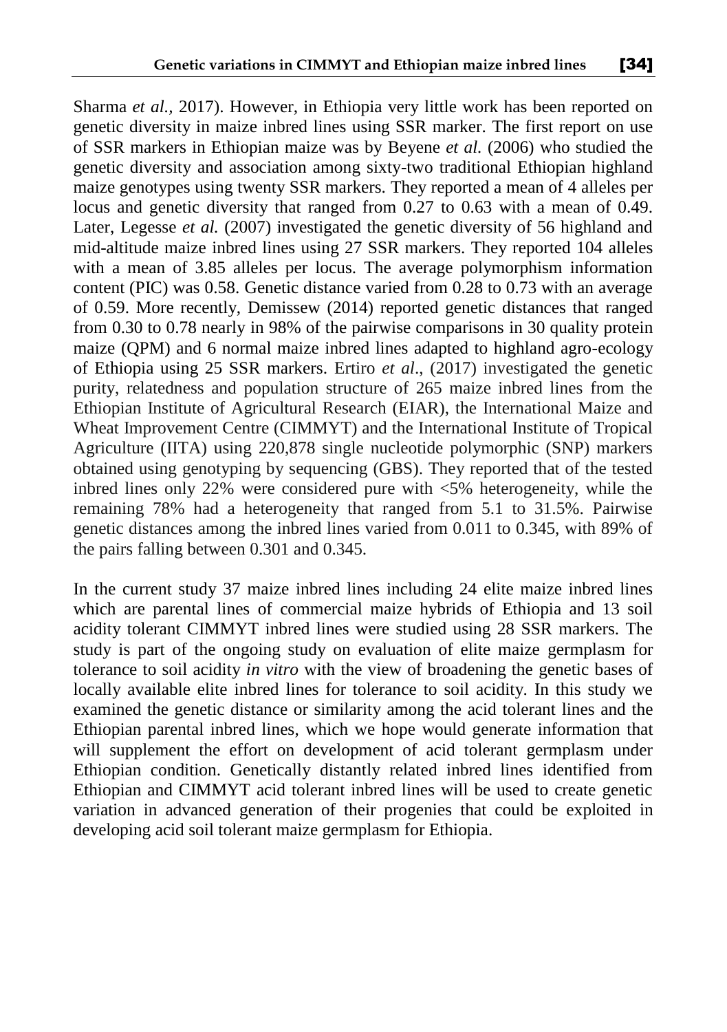Sharma *et al.*, 2017). However, in Ethiopia very little work has been reported on genetic diversity in maize inbred lines using SSR marker. The first report on use of SSR markers in Ethiopian maize was by Beyene *et al.* (2006) who studied the genetic diversity and association among sixty-two traditional Ethiopian highland maize genotypes using twenty SSR markers. They reported a mean of 4 alleles per locus and genetic diversity that ranged from 0.27 to 0.63 with a mean of 0.49. Later, Legesse *et al.* (2007) investigated the genetic diversity of 56 highland and mid-altitude maize inbred lines using 27 SSR markers. They reported 104 alleles with a mean of 3.85 alleles per locus. The average polymorphism information content (PIC) was 0.58. Genetic distance varied from 0.28 to 0.73 with an average of 0.59. More recently, Demissew (2014) reported genetic distances that ranged from 0.30 to 0.78 nearly in 98% of the pairwise comparisons in 30 quality protein maize (QPM) and 6 normal maize inbred lines adapted to highland agro-ecology of Ethiopia using 25 SSR markers. Ertiro *et al*., (2017) investigated the genetic purity, relatedness and population structure of 265 maize inbred lines from the Ethiopian Institute of Agricultural Research (EIAR), the International Maize and Wheat Improvement Centre (CIMMYT) and the International Institute of Tropical Agriculture (IITA) using 220,878 single nucleotide polymorphic (SNP) markers obtained using genotyping by sequencing (GBS). They reported that of the tested inbred lines only 22% were considered pure with <5% heterogeneity, while the remaining 78% had a heterogeneity that ranged from 5.1 to 31.5%. Pairwise genetic distances among the inbred lines varied from 0.011 to 0.345, with 89% of the pairs falling between 0.301 and 0.345.

In the current study 37 maize inbred lines including 24 elite maize inbred lines which are parental lines of commercial maize hybrids of Ethiopia and 13 soil acidity tolerant CIMMYT inbred lines were studied using 28 SSR markers. The study is part of the ongoing study on evaluation of elite maize germplasm for tolerance to soil acidity *in vitro* with the view of broadening the genetic bases of locally available elite inbred lines for tolerance to soil acidity. In this study we examined the genetic distance or similarity among the acid tolerant lines and the Ethiopian parental inbred lines, which we hope would generate information that will supplement the effort on development of acid tolerant germplasm under Ethiopian condition. Genetically distantly related inbred lines identified from Ethiopian and CIMMYT acid tolerant inbred lines will be used to create genetic variation in advanced generation of their progenies that could be exploited in developing acid soil tolerant maize germplasm for Ethiopia.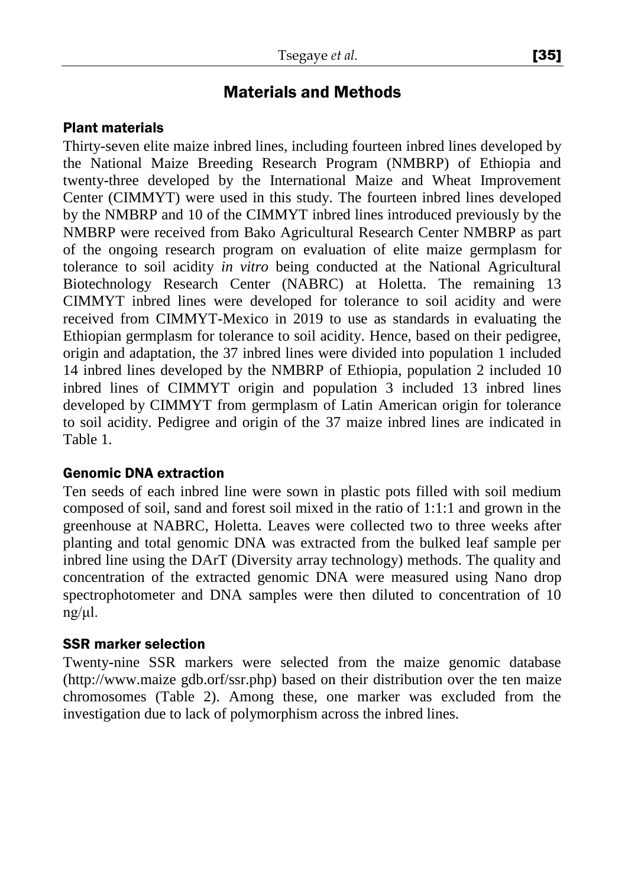## Materials and Methods

### Plant materials

Thirty-seven elite maize inbred lines, including fourteen inbred lines developed by the National Maize Breeding Research Program (NMBRP) of Ethiopia and twenty-three developed by the International Maize and Wheat Improvement Center (CIMMYT) were used in this study. The fourteen inbred lines developed by the NMBRP and 10 of the CIMMYT inbred lines introduced previously by the NMBRP were received from Bako Agricultural Research Center NMBRP as part of the ongoing research program on evaluation of elite maize germplasm for tolerance to soil acidity *in vitro* being conducted at the National Agricultural Biotechnology Research Center (NABRC) at Holetta. The remaining 13 CIMMYT inbred lines were developed for tolerance to soil acidity and were received from CIMMYT-Mexico in 2019 to use as standards in evaluating the Ethiopian germplasm for tolerance to soil acidity. Hence, based on their pedigree, origin and adaptation, the 37 inbred lines were divided into population 1 included 14 inbred lines developed by the NMBRP of Ethiopia, population 2 included 10 inbred lines of CIMMYT origin and population 3 included 13 inbred lines developed by CIMMYT from germplasm of Latin American origin for tolerance to soil acidity. Pedigree and origin of the 37 maize inbred lines are indicated in Table 1.

### Genomic DNA extraction

Ten seeds of each inbred line were sown in plastic pots filled with soil medium composed of soil, sand and forest soil mixed in the ratio of 1:1:1 and grown in the greenhouse at NABRC, Holetta. Leaves were collected two to three weeks after planting and total genomic DNA was extracted from the bulked leaf sample per inbred line using the DArT (Diversity array technology) methods. The quality and concentration of the extracted genomic DNA were measured using Nano drop spectrophotometer and DNA samples were then diluted to concentration of 10 ng/μl.

### SSR marker selection

Twenty-nine SSR markers were selected from the maize genomic database (http://www.maize gdb.orf/ssr.php) based on their distribution over the ten maize chromosomes (Table 2). Among these, one marker was excluded from the investigation due to lack of polymorphism across the inbred lines.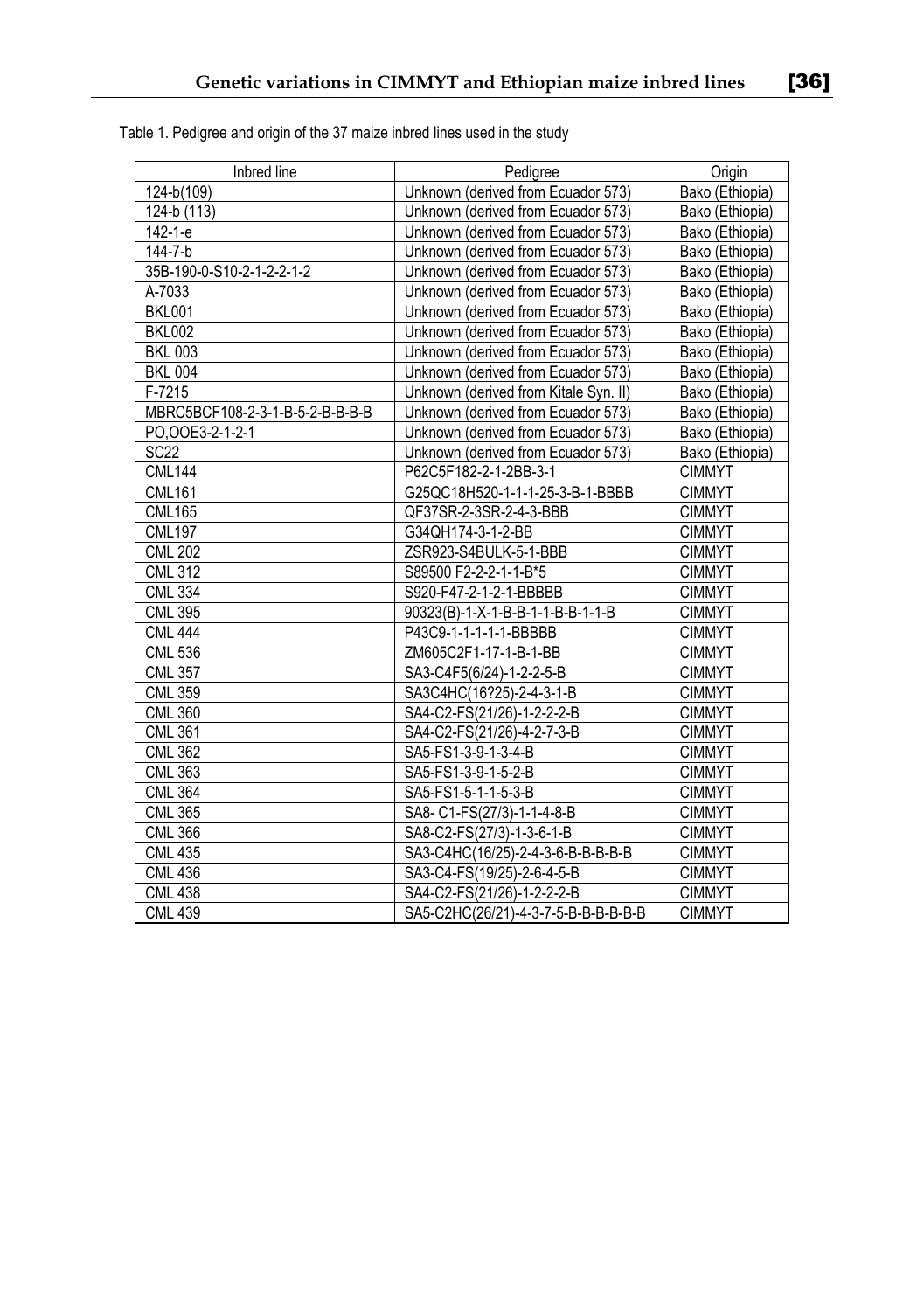Table 1. Pedigree and origin of the 37 maize inbred lines used in the study

| Inbred line | Pedigree | Origin |
|---|---|---|
| 124-b(109) | Unknown (derived from Ecuador 573) | Bako (Ethiopia) |
| 124-b (113) | Unknown (derived from Ecuador 573) | Bako (Ethiopia) |
| 142-1-e | Unknown (derived from Ecuador 573) | Bako (Ethiopia) |
| 144-7-b | Unknown (derived from Ecuador 573) | Bako (Ethiopia) |
| 35B-190-0-S10-2-1-2-2-1-2 | Unknown (derived from Ecuador 573) | Bako (Ethiopia) |
| A-7033 | Unknown (derived from Ecuador 573) | Bako (Ethiopia) |
| BKL001 | Unknown (derived from Ecuador 573) | Bako (Ethiopia) |
| BKL002 | Unknown (derived from Ecuador 573) | Bako (Ethiopia) |
| BKL 003 | Unknown (derived from Ecuador 573) | Bako (Ethiopia) |
| BKL 004 | Unknown (derived from Ecuador 573) | Bako (Ethiopia) |
| F-7215 | Unknown (derived from Kitale Syn. II) | Bako (Ethiopia) |
| MBRC5BCF108-2-3-1-B-5-2-B-B-B | Unknown (derived from Ecuador 573) | Bako (Ethiopia) |
| PO,OOE3-2-1-2-1 | Unknown (derived from Ecuador 573) | Bako (Ethiopia) |
| SC22 | Unknown (derived from Ecuador 573) | Bako (Ethiopia) |
| CML144 | P62C5F182-2-1-2BB-3-1 | CIMMYT |
| CML161 | G25QC18H520-1-1-1-25-3-B-1-BBBB | CIMMYT |
| CML165 | QF37SR-2-3SR-2-4-3-BBB | CIMMYT |
| CML197 | G34QH174-3-1-2-BB | CIMMYT |
| CML 202 | ZSR923-S4BULK-5-1-BBB | CIMMYT |
| CML 312 | S89500 F2-2-2-1-1-B*5 | CIMMYT |
| CML 334 | S920-F47-2-1-2-1-BBBBB | CIMMYT |
| CML 395 | 90323(B)-1-X-1-B-B-1-1-B-B-1-1-B | CIMMYT |
| CML 444 | P43C9-1-1-1-1-1-BBBBB | CIMMYT |
| CML 536 | ZM605C2F1-17-1-B-1-BB | CIMMYT |
| CML 357 | SA3-C4F5(6/24)-1-2-2-5-B | CIMMYT |
| CML 359 | SA3C4HC(16?25)-2-4-3-1-B | CIMMYT |
| CML 360 | SA4-C2-FS(21/26)-1-2-2-2-B | CIMMYT |
| CML 361 | SA4-C2-FS(21/26)-4-2-7-3-B | CIMMYT |
| CML 362 | SA5-FS1-3-9-1-3-4-B | CIMMYT |
| CML 363 | SA5-FS1-3-9-1-5-2-B | CIMMYT |
| CML 364 | SA5-FS1-5-1-1-5-3-B | CIMMYT |
| CML 365 | SA8- C1-FS(27/3)-1-1-4-8-B | CIMMYT |
| CML 366 | SA8-C2-FS(27/3)-1-3-6-1-B | CIMMYT |
| CML 435 | SA3-C4HC(16/25)-2-4-3-6-B-B-B-B | CIMMYT |
| CML 436 | SA3-C4-FS(19/25)-2-6-4-5-B | CIMMYT |
| CML 438 | SA4-C2-FS(21/26)-1-2-2-2-B | CIMMYT |
| CML 439 | SA5-C2HC(26/21)-4-3-7-5-B-B-B-B-B | CIMMYT |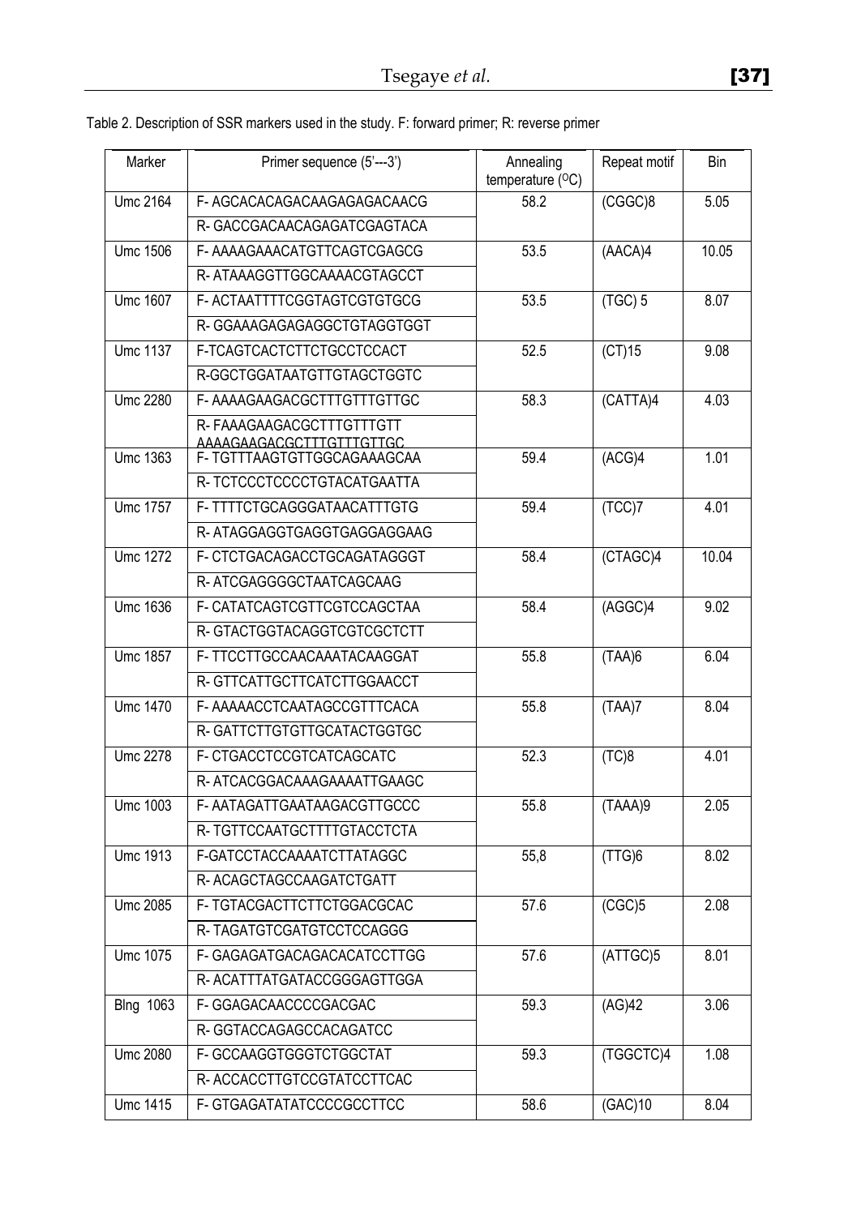Table 2. Description of SSR markers used in the study. F: forward primer; R: reverse primer

| Marker | Primer sequence (5'---3') | Annealing temperature (OC) | Repeat motif | Bin |
|---|---|---|---|---|
| Umc 2164 | F- AGCACACAGACAAGAGAGACAACG | 58.2 | (CGGC)8 | 5.05 |
| | R- GACCGACAACAGAGATCGAGTACA | | | |
| Umc 1506 | F- AAAAGAAACATGTTCAGTCGAGCG | 53.5 | (AACA)4 | 10.05 |
| | R- ATAAAGGTTGGCAAAACGTAGCCT | | | |
| Umc 1607 | F- ACTAATTTTCGGTAGTCGTGTGCG | 53.5 | (TGC) 5 | 8.07 |
| | R- GGAAAGAGAGAGGCTGTAGGTGGT | | | |
| Umc 1137 | F-TCAGTCACTCTTCTGCCTCCACT | 52.5 | (CT)15 | 9.08 |
| | R-GGCTGGATAATGTTGTAGCTGGTC | | | |
| Umc 2280 | F- AAAAGAAGACGCTTTGTTTGTTGC | 58.3 | (CATTA)4 | 4.03 |
| | R- FAAAGAAGACGCTTTGTTTGTT AAAAGAAGACGCTTTGTTTGTTGC | | | |
| Umc 1363 | F- TGTTTAAGTGTTGGCAGAAAGCAA | 59.4 | (ACG)4 | 1.01 |
| | R- TCTCCCTCCCCTGTACATGAATTA | | | |
| Umc 1757 | F- TTTTCTGCAGGGATAACATTTGTG | 59.4 | (TCC)7 | 4.01 |
| | R- ATAGGAGGTGAGGTGAGGAGGAAG | | | |
| Umc 1272 | F- CTCTGACAGACCTGCAGATAGGGT | 58.4 | (CTAGC)4 | 10.04 |
| | R- ATCGAGGGGCTAATCAGCAAG | | | |
| Umc 1636 | F- CATATCAGTCGTTCGTCCAGCTAA | 58.4 | (AGGC)4 | 9.02 |
| | R- GTACTGGTACAGGTCGTCGCTCTT | | | |
| Umc 1857 | F- TTCCTTGCCAACAAATACAAGGAT | 55.8 | (TAA)6 | 6.04 |
| | R- GTTCATTGCTTCATCTTGGAACCT | | | |
| Umc 1470 | F- AAAAACCTCAATAGCCGTTTCACA | 55.8 | (TAA)7 | 8.04 |
| | R- GATTCTTGTGTTGCATACTGGTGC | | | |
| Umc 2278 | F- CTGACCTCCGTCATCAGCATC | 52.3 | (TC)8 | 4.01 |
| | R- ATCACGGACAAAGAAAATTGAAGC | | | |
| Umc 1003 | F- AATAGATTGAATAAGACGTTGCCC | 55.8 | (TAAA)9 | 2.05 |
| | R- TGTTCCAATGCTTTTGTACCTCTA | | | |
| Umc 1913 | F-GATCCTACCAAAATCTTATAGGC | 55,8 | (TTG)6 | 8.02 |
| | R- ACAGCTAGCCAAGATCTGATT | | | |
| Umc 2085 | F- TGTACGACTTCTTCTGGACGCAC | 57.6 | (CGC)5 | 2.08 |
| | R- TAGATGTCGATGTCCTCCAGGG | | | |
| Umc 1075 | F- GAGAGATGACAGACACATCCTTGG | 57.6 | (ATTGC)5 | 8.01 |
| | R- ACATTTATGATACCGGGAGTTGGA | | | |
| Blng 1063 | F- GGAGACAACCCCGACGAC | 59.3 | (AG)42 | 3.06 |
| | R- GGTACCAGAGCCACAGATCC | | | |
| Umc 2080 | F- GCCAAGGTGGGTCTGGCTAT | 59.3 | (TGGCTC)4 | 1.08 |
| | R- ACCACCTTGTCCGTATCCTTCAC | | | |
| Umc 1415 | F- GTGAGATATATCCCCGCCTTCC | 58.6 | (GAC)10 | 8.04 |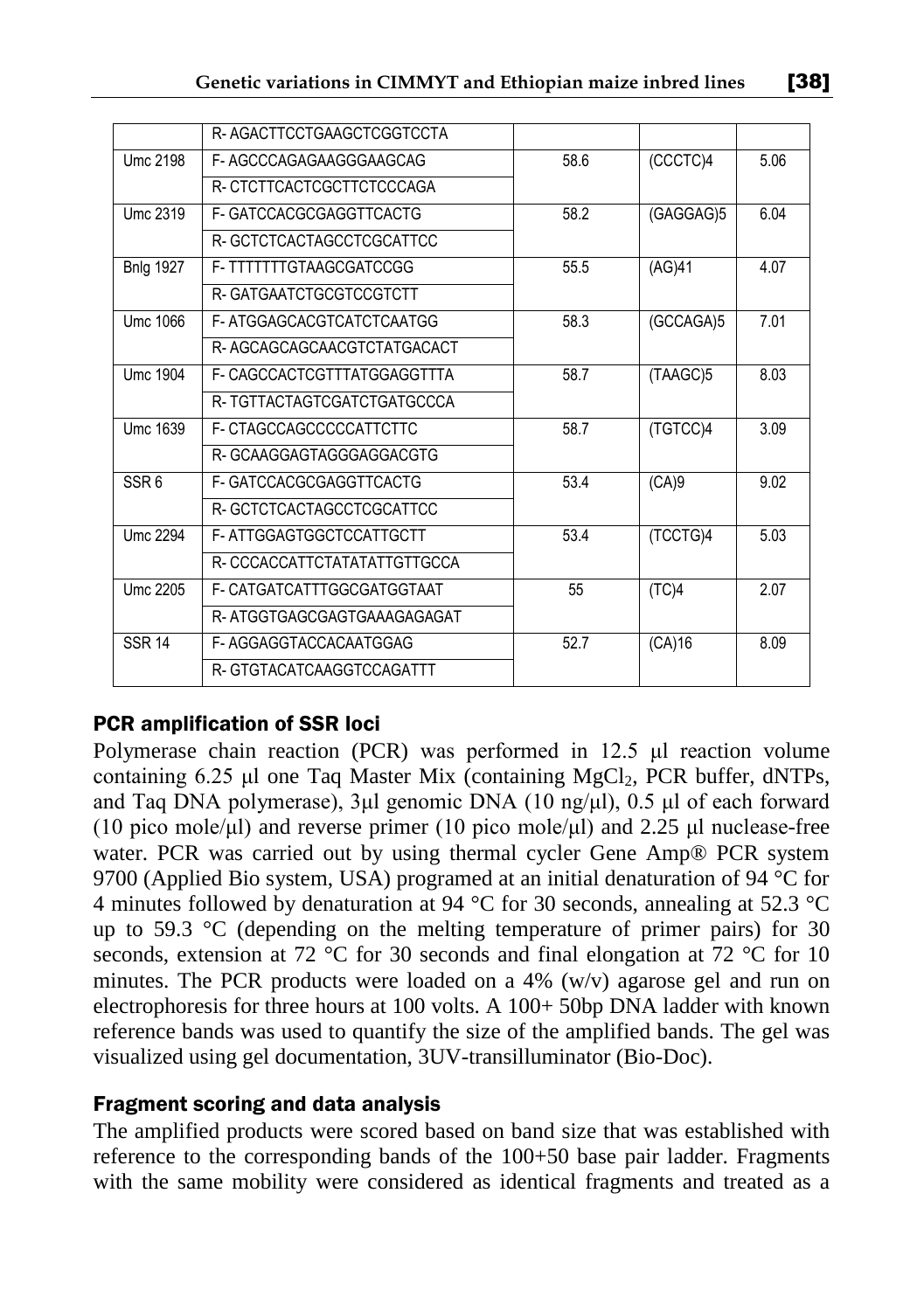|  | R- AGACTTCCTGAAGCTCGGTCCTA |  |  |  |
|---|---|---|---|---|
| Umc 2198 | F- AGCCCAGAGAAGGGAAGCAG | 58.6 | (CCCTC)4 | 5.06 |
|  | R- CTCTTCACTCGCTTCTCCCAGA |  |  |  |
| Umc 2319 | F- GATCCACGCGAGGTTCACTG | 58.2 | (GAGGAG)5 | 6.04 |
|  | R- GCTCTCACTAGCCTCGCATTCC |  |  |  |
| Bnlg 1927 | F- TTTTTTTGTAAGCGATCCGG | 55.5 | (AG)41 | 4.07 |
|  | R- GATGAATCTGCGTCCGTCTT |  |  |  |
| Umc 1066 | F- ATGGAGCACGTCATCTCAATGG | 58.3 | (GCCAGA)5 | 7.01 |
|  | R- AGCAGCAGCAACGTCTATGACACT |  |  |  |
| Umc 1904 | F- CAGCCACTCGTTTATGGAGGTTTA | 58.7 | (TAAGC)5 | 8.03 |
|  | R- TGTTACTAGTCGATCTGATGCCCA |  |  |  |
| Umc 1639 | F- CTAGCCAGCCCCCATTCTTC | 58.7 | (TGTCC)4 | 3.09 |
|  | R- GCAAGGAGTAGGGAGGACGTG |  |  |  |
| SSR 6 | F- GATCCACGCGAGGTTCACTG | 53.4 | (CA)9 | 9.02 |
|  | R- GCTCTCACTAGCCTCGCATTCC |  |  |  |
| Umc 2294 | F- ATTGGAGTGGCTCCATTGCTT | 53.4 | (TCCTG)4 | 5.03 |
|  | R- CCCACCATTCTATATATTGTTGCCA |  |  |  |
| Umc 2205 | F- CATGATCATTTGGCGATGGTAAT | 55 | (TC)4 | 2.07 |
|  | R- ATGGTGAGCGAGTGAAAGAGAGAT |  |  |  |
| SSR 14 | F- AGGAGGTACCACAATGGAG | 52.7 | (CA)16 | 8.09 |
|  | R- GTGTACATCAAGGTCCAGATTT |  |  |  |

### PCR amplification of SSR loci

Polymerase chain reaction (PCR) was performed in 12.5 µl reaction volume containing 6.25 µl one Taq Master Mix (containing $MgCl_2$, PCR buffer, dNTPs, and Taq DNA polymerase), 3µl genomic DNA (10 ng/µl), 0.5 µl of each forward (10 pico mole/µl) and reverse primer (10 pico mole/µl) and 2.25 µl nuclease-free water. PCR was carried out by using thermal cycler Gene Amp® PCR system 9700 (Applied Bio system, USA) programed at an initial denaturation of 94 °C for 4 minutes followed by denaturation at 94 °C for 30 seconds, annealing at 52.3 °C up to 59.3 °C (depending on the melting temperature of primer pairs) for 30 seconds, extension at 72 °C for 30 seconds and final elongation at 72 °C for 10 minutes. The PCR products were loaded on a 4% (w/v) agarose gel and run on electrophoresis for three hours at 100 volts. A 100+ 50bp DNA ladder with known reference bands was used to quantify the size of the amplified bands. The gel was visualized using gel documentation, 3UV-transilluminator (Bio-Doc).

### Fragment scoring and data analysis

The amplified products were scored based on band size that was established with reference to the corresponding bands of the 100+50 base pair ladder. Fragments with the same mobility were considered as identical fragments and treated as a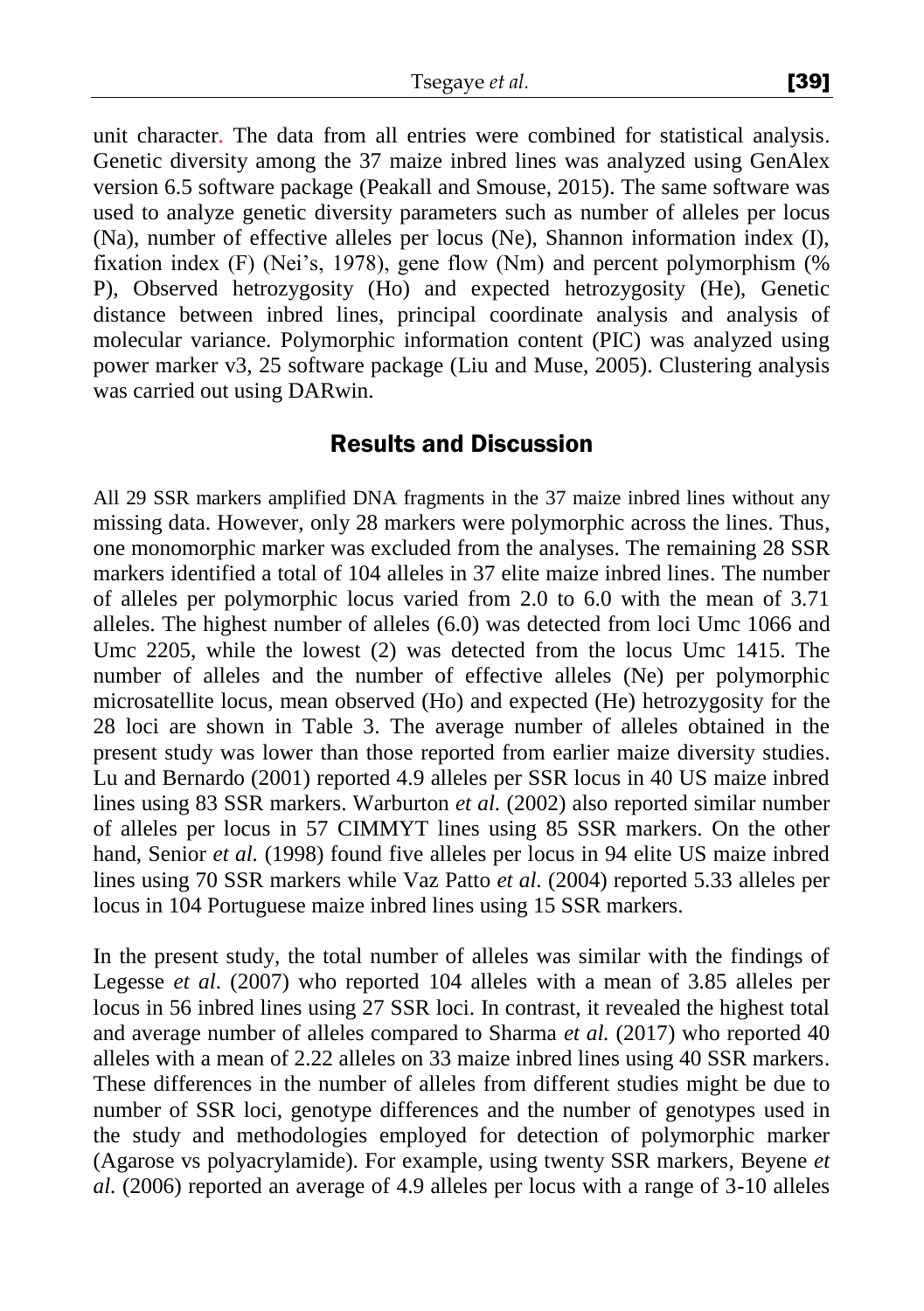unit character. The data from all entries were combined for statistical analysis. Genetic diversity among the 37 maize inbred lines was analyzed using GenAlex version 6.5 software package (Peakall and Smouse, 2015). The same software was used to analyze genetic diversity parameters such as number of alleles per locus (Na), number of effective alleles per locus (Ne), Shannon information index (I), fixation index (F) (Nei's, 1978), gene flow (Nm) and percent polymorphism (% P), Observed hetrozygosity (Ho) and expected hetrozygosity (He), Genetic distance between inbred lines, principal coordinate analysis and analysis of molecular variance. Polymorphic information content (PIC) was analyzed using power marker v3, 25 software package (Liu and Muse, 2005). Clustering analysis was carried out using DARwin.

## Results and Discussion

All 29 SSR markers amplified DNA fragments in the 37 maize inbred lines without any missing data. However, only 28 markers were polymorphic across the lines. Thus, one monomorphic marker was excluded from the analyses. The remaining 28 SSR markers identified a total of 104 alleles in 37 elite maize inbred lines. The number of alleles per polymorphic locus varied from 2.0 to 6.0 with the mean of 3.71 alleles. The highest number of alleles (6.0) was detected from loci Umc 1066 and Umc 2205, while the lowest (2) was detected from the locus Umc 1415. The number of alleles and the number of effective alleles (Ne) per polymorphic microsatellite locus, mean observed (Ho) and expected (He) hetrozygosity for the 28 loci are shown in Table 3. The average number of alleles obtained in the present study was lower than those reported from earlier maize diversity studies. Lu and Bernardo (2001) reported 4.9 alleles per SSR locus in 40 US maize inbred lines using 83 SSR markers. Warburton *et al.* (2002) also reported similar number of alleles per locus in 57 CIMMYT lines using 85 SSR markers. On the other hand, Senior *et al.* (1998) found five alleles per locus in 94 elite US maize inbred lines using 70 SSR markers while Vaz Patto *et al.* (2004) reported 5.33 alleles per locus in 104 Portuguese maize inbred lines using 15 SSR markers.

In the present study, the total number of alleles was similar with the findings of Legesse *et al*. (2007) who reported 104 alleles with a mean of 3.85 alleles per locus in 56 inbred lines using 27 SSR loci. In contrast, it revealed the highest total and average number of alleles compared to Sharma *et al.* (2017) who reported 40 alleles with a mean of 2.22 alleles on 33 maize inbred lines using 40 SSR markers. These differences in the number of alleles from different studies might be due to number of SSR loci, genotype differences and the number of genotypes used in the study and methodologies employed for detection of polymorphic marker (Agarose vs polyacrylamide). For example, using twenty SSR markers, Beyene *et al.* (2006) reported an average of 4.9 alleles per locus with a range of 3-10 alleles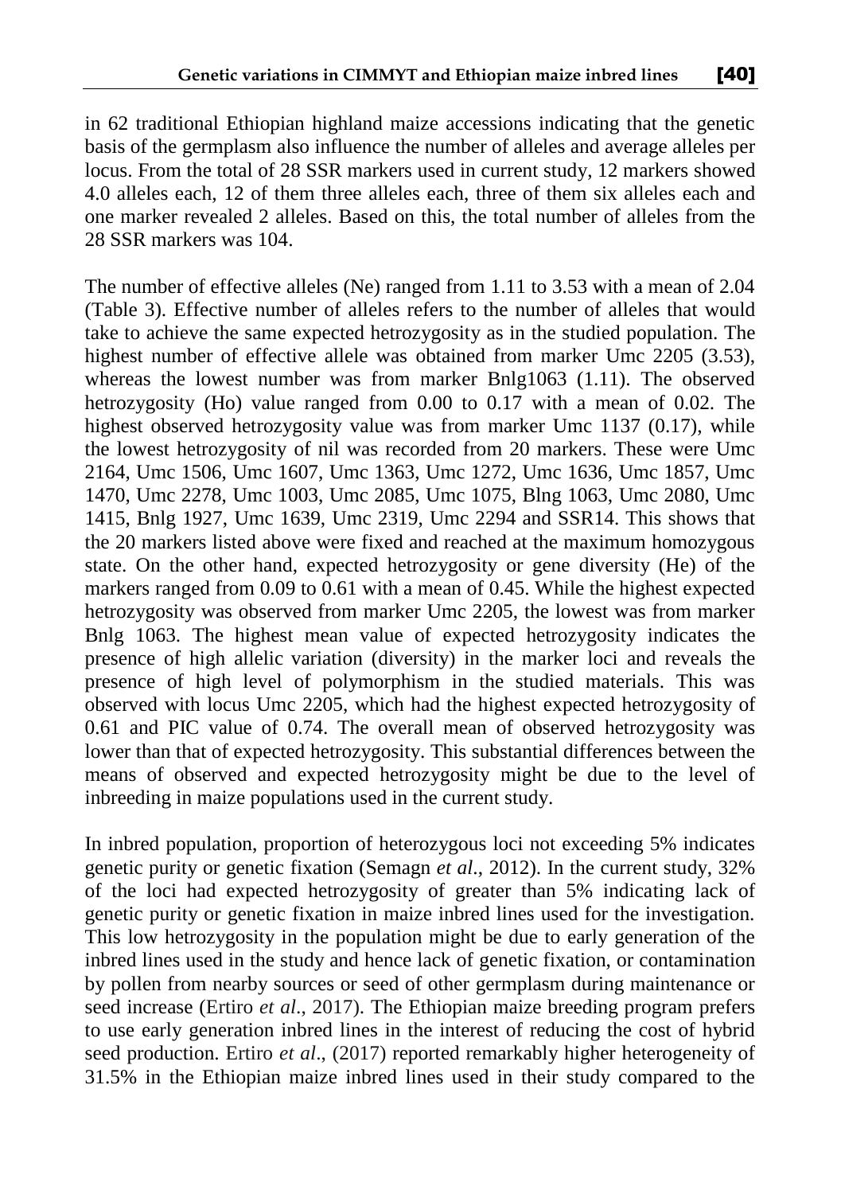in 62 traditional Ethiopian highland maize accessions indicating that the genetic basis of the germplasm also influence the number of alleles and average alleles per locus. From the total of 28 SSR markers used in current study, 12 markers showed 4.0 alleles each, 12 of them three alleles each, three of them six alleles each and one marker revealed 2 alleles. Based on this, the total number of alleles from the 28 SSR markers was 104.

The number of effective alleles (Ne) ranged from 1.11 to 3.53 with a mean of 2.04 (Table 3). Effective number of alleles refers to the number of alleles that would take to achieve the same expected hetrozygosity as in the studied population. The highest number of effective allele was obtained from marker Umc 2205 (3.53), whereas the lowest number was from marker Bnlg1063 (1.11). The observed hetrozygosity (Ho) value ranged from 0.00 to 0.17 with a mean of 0.02. The highest observed hetrozygosity value was from marker Umc 1137 (0.17), while the lowest hetrozygosity of nil was recorded from 20 markers. These were Umc 2164, Umc 1506, Umc 1607, Umc 1363, Umc 1272, Umc 1636, Umc 1857, Umc 1470, Umc 2278, Umc 1003, Umc 2085, Umc 1075, Blng 1063, Umc 2080, Umc 1415, Bnlg 1927, Umc 1639, Umc 2319, Umc 2294 and SSR14. This shows that the 20 markers listed above were fixed and reached at the maximum homozygous state. On the other hand, expected hetrozygosity or gene diversity (He) of the markers ranged from 0.09 to 0.61 with a mean of 0.45. While the highest expected hetrozygosity was observed from marker Umc 2205, the lowest was from marker Bnlg 1063. The highest mean value of expected hetrozygosity indicates the presence of high allelic variation (diversity) in the marker loci and reveals the presence of high level of polymorphism in the studied materials. This was observed with locus Umc 2205, which had the highest expected hetrozygosity of 0.61 and PIC value of 0.74. The overall mean of observed hetrozygosity was lower than that of expected hetrozygosity. This substantial differences between the means of observed and expected hetrozygosity might be due to the level of inbreeding in maize populations used in the current study.

In inbred population, proportion of heterozygous loci not exceeding 5% indicates genetic purity or genetic fixation (Semagn *et al*., 2012). In the current study, 32% of the loci had expected hetrozygosity of greater than 5% indicating lack of genetic purity or genetic fixation in maize inbred lines used for the investigation. This low hetrozygosity in the population might be due to early generation of the inbred lines used in the study and hence lack of genetic fixation, or contamination by pollen from nearby sources or seed of other germplasm during maintenance or seed increase (Ertiro *et al*., 2017). The Ethiopian maize breeding program prefers to use early generation inbred lines in the interest of reducing the cost of hybrid seed production. Ertiro *et al*., (2017) reported remarkably higher heterogeneity of 31.5% in the Ethiopian maize inbred lines used in their study compared to the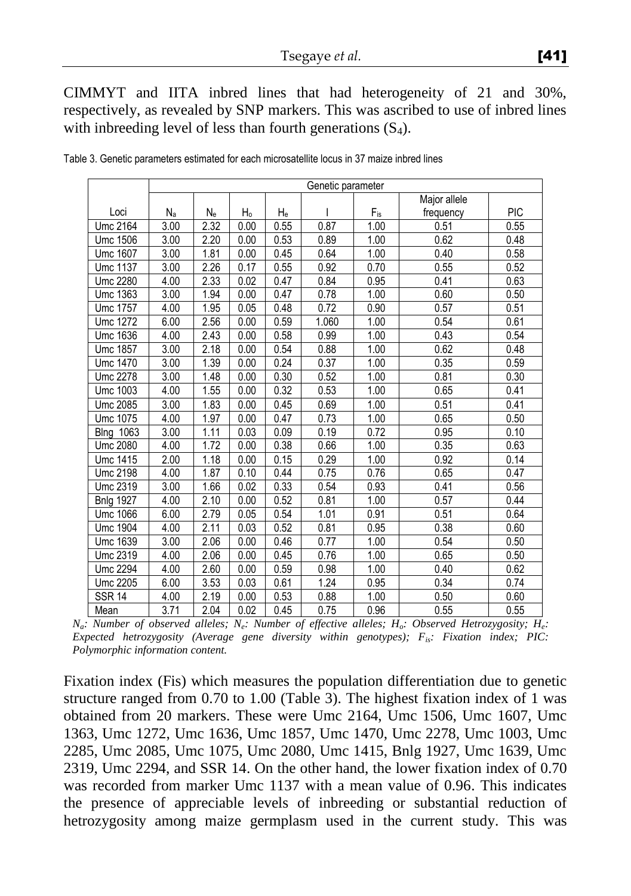CIMMYT and IITA inbred lines that had heterogeneity of 21 and 30%, respectively, as revealed by SNP markers. This was ascribed to use of inbred lines with inbreeding level of less than fourth generations ($S_4$).

Table 3. Genetic parameters estimated for each microsatellite locus in 37 maize inbred lines

| | Genetic parameter | | | | | | | |
|---|---|---|---|---|---|---|---|---|
| Loci | $N_a$ | $N_e$ | $H_o$ | $H_e$ | I | $F_{is}$ | Major allele frequency | PIC |
| Umc 2164 | 3.00 | 2.32 | 0.00 | 0.55 | 0.87 | 1.00 | 0.51 | 0.55 |
| Umc 1506 | 3.00 | 2.20 | 0.00 | 0.53 | 0.89 | 1.00 | 0.62 | 0.48 |
| Umc 1607 | 3.00 | 1.81 | 0.00 | 0.45 | 0.64 | 1.00 | 0.40 | 0.58 |
| Umc 1137 | 3.00 | 2.26 | 0.17 | 0.55 | 0.92 | 0.70 | 0.55 | 0.52 |
| Umc 2280 | 4.00 | 2.33 | 0.02 | 0.47 | 0.84 | 0.95 | 0.41 | 0.63 |
| Umc 1363 | 3.00 | 1.94 | 0.00 | 0.47 | 0.78 | 1.00 | 0.60 | 0.50 |
| Umc 1757 | 4.00 | 1.95 | 0.05 | 0.48 | 0.72 | 0.90 | 0.57 | 0.51 |
| Umc 1272 | 6.00 | 2.56 | 0.00 | 0.59 | 1.060 | 1.00 | 0.54 | 0.61 |
| Umc 1636 | 4.00 | 2.43 | 0.00 | 0.58 | 0.99 | 1.00 | 0.43 | 0.54 |
| Umc 1857 | 3.00 | 2.18 | 0.00 | 0.54 | 0.88 | 1.00 | 0.62 | 0.48 |
| Umc 1470 | 3.00 | 1.39 | 0.00 | 0.24 | 0.37 | 1.00 | 0.35 | 0.59 |
| Umc 2278 | 3.00 | 1.48 | 0.00 | 0.30 | 0.52 | 1.00 | 0.81 | 0.30 |
| Umc 1003 | 4.00 | 1.55 | 0.00 | 0.32 | 0.53 | 1.00 | 0.65 | 0.41 |
| Umc 2085 | 3.00 | 1.83 | 0.00 | 0.45 | 0.69 | 1.00 | 0.51 | 0.41 |
| Umc 1075 | 4.00 | 1.97 | 0.00 | 0.47 | 0.73 | 1.00 | 0.65 | 0.50 |
| Blng 1063 | 3.00 | 1.11 | 0.03 | 0.09 | 0.19 | 0.72 | 0.95 | 0.10 |
| Umc 2080 | 4.00 | 1.72 | 0.00 | 0.38 | 0.66 | 1.00 | 0.35 | 0.63 |
| Umc 1415 | 2.00 | 1.18 | 0.00 | 0.15 | 0.29 | 1.00 | 0.92 | 0.14 |
| Umc 2198 | 4.00 | 1.87 | 0.10 | 0.44 | 0.75 | 0.76 | 0.65 | 0.47 |
| Umc 2319 | 3.00 | 1.66 | 0.02 | 0.33 | 0.54 | 0.93 | 0.41 | 0.56 |
| Bnlg 1927 | 4.00 | 2.10 | 0.00 | 0.52 | 0.81 | 1.00 | 0.57 | 0.44 |
| Umc 1066 | 6.00 | 2.79 | 0.05 | 0.54 | 1.01 | 0.91 | 0.51 | 0.64 |
| Umc 1904 | 4.00 | 2.11 | 0.03 | 0.52 | 0.81 | 0.95 | 0.38 | 0.60 |
| Umc 1639 | 3.00 | 2.06 | 0.00 | 0.46 | 0.77 | 1.00 | 0.54 | 0.50 |
| Umc 2319 | 4.00 | 2.06 | 0.00 | 0.45 | 0.76 | 1.00 | 0.65 | 0.50 |
| Umc 2294 | 4.00 | 2.60 | 0.00 | 0.59 | 0.98 | 1.00 | 0.40 | 0.62 |
| Umc 2205 | 6.00 | 3.53 | 0.03 | 0.61 | 1.24 | 0.95 | 0.34 | 0.74 |
| SSR 14 | 4.00 | 2.19 | 0.00 | 0.53 | 0.88 | 1.00 | 0.50 | 0.60 |
| Mean | 3.71 | 2.04 | 0.02 | 0.45 | 0.75 | 0.96 | 0.55 | 0.55 |

*$N_a$: Number of observed alleles; $N_e$: Number of effective alleles; $H_o$: Observed Hetrozygosity; $H_e$: Expected hetrozygosity (Average gene diversity within genotypes); $F_{is}$: Fixation index; PIC: Polymorphic information content.*

Fixation index (Fis) which measures the population differentiation due to genetic structure ranged from 0.70 to 1.00 (Table 3). The highest fixation index of 1 was obtained from 20 markers. These were Umc 2164, Umc 1506, Umc 1607, Umc 1363, Umc 1272, Umc 1636, Umc 1857, Umc 1470, Umc 2278, Umc 1003, Umc 2285, Umc 2085, Umc 1075, Umc 2080, Umc 1415, Bnlg 1927, Umc 1639, Umc 2319, Umc 2294, and SSR 14. On the other hand, the lower fixation index of 0.70 was recorded from marker Umc 1137 with a mean value of 0.96. This indicates the presence of appreciable levels of inbreeding or substantial reduction of hetrozygosity among maize germplasm used in the current study. This was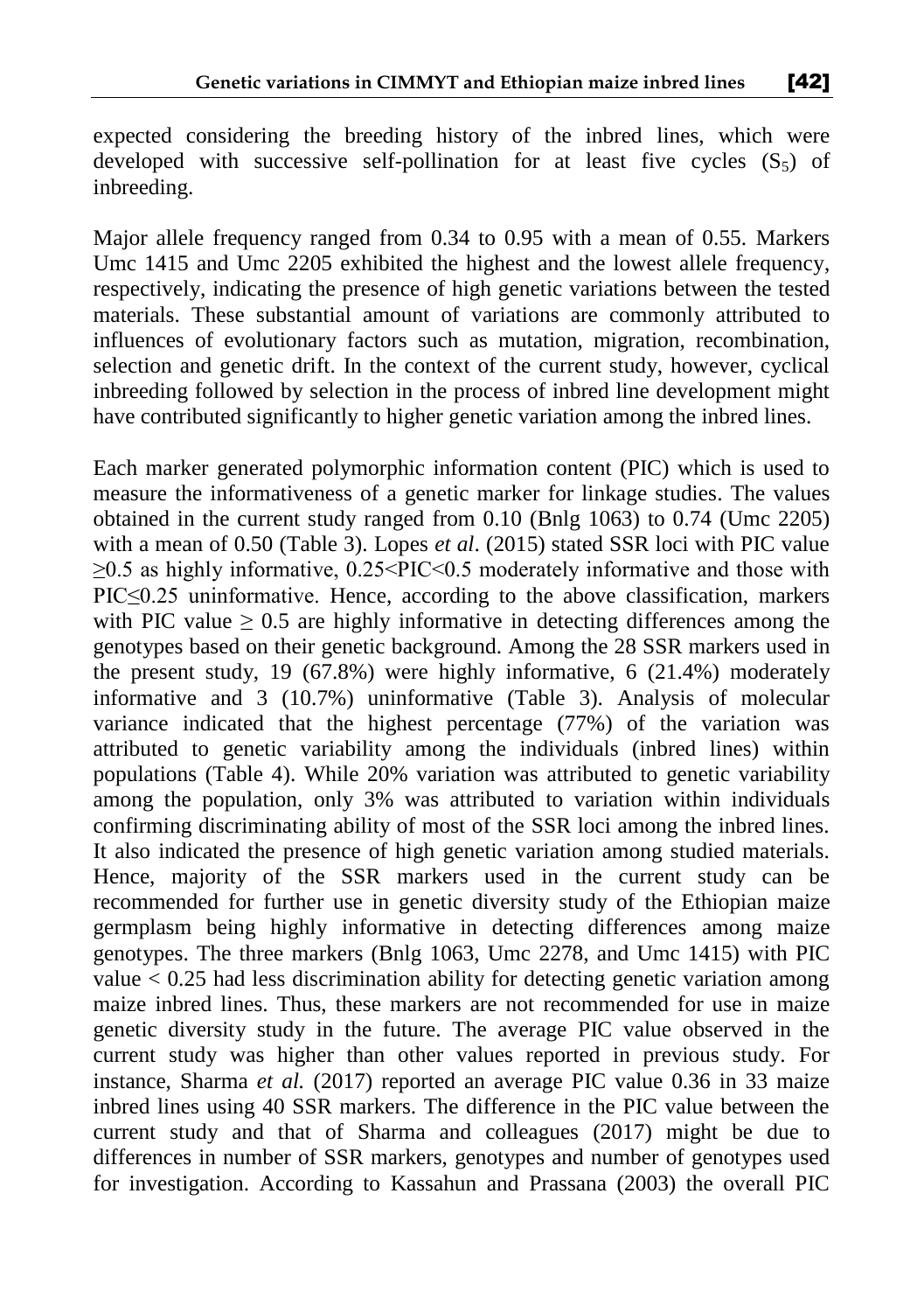expected considering the breeding history of the inbred lines, which were developed with successive self-pollination for at least five cycles ($S_5$) of inbreeding.

Major allele frequency ranged from 0.34 to 0.95 with a mean of 0.55. Markers Umc 1415 and Umc 2205 exhibited the highest and the lowest allele frequency, respectively, indicating the presence of high genetic variations between the tested materials. These substantial amount of variations are commonly attributed to influences of evolutionary factors such as mutation, migration, recombination, selection and genetic drift. In the context of the current study, however, cyclical inbreeding followed by selection in the process of inbred line development might have contributed significantly to higher genetic variation among the inbred lines.

Each marker generated polymorphic information content (PIC) which is used to measure the informativeness of a genetic marker for linkage studies. The values obtained in the current study ranged from 0.10 (Bnlg 1063) to 0.74 (Umc 2205) with a mean of 0.50 (Table 3). Lopes *et al*. (2015) stated SSR loci with PIC value $\geq$0.5 as highly informative, 0.25<PIC<0.5 moderately informative and those with PIC$\leq$0.25 uninformative. Hence, according to the above classification, markers with PIC value $\geq$ 0.5 are highly informative in detecting differences among the genotypes based on their genetic background. Among the 28 SSR markers used in the present study, 19 (67.8%) were highly informative, 6 (21.4%) moderately informative and 3 (10.7%) uninformative (Table 3). Analysis of molecular variance indicated that the highest percentage (77%) of the variation was attributed to genetic variability among the individuals (inbred lines) within populations (Table 4). While 20% variation was attributed to genetic variability among the population, only 3% was attributed to variation within individuals confirming discriminating ability of most of the SSR loci among the inbred lines. It also indicated the presence of high genetic variation among studied materials. Hence, majority of the SSR markers used in the current study can be recommended for further use in genetic diversity study of the Ethiopian maize germplasm being highly informative in detecting differences among maize genotypes. The three markers (Bnlg 1063, Umc 2278, and Umc 1415) with PIC value < 0.25 had less discrimination ability for detecting genetic variation among maize inbred lines. Thus, these markers are not recommended for use in maize genetic diversity study in the future. The average PIC value observed in the current study was higher than other values reported in previous study. For instance, Sharma *et al.* (2017) reported an average PIC value 0.36 in 33 maize inbred lines using 40 SSR markers. The difference in the PIC value between the current study and that of Sharma and colleagues (2017) might be due to differences in number of SSR markers, genotypes and number of genotypes used for investigation. According to Kassahun and Prassana (2003) the overall PIC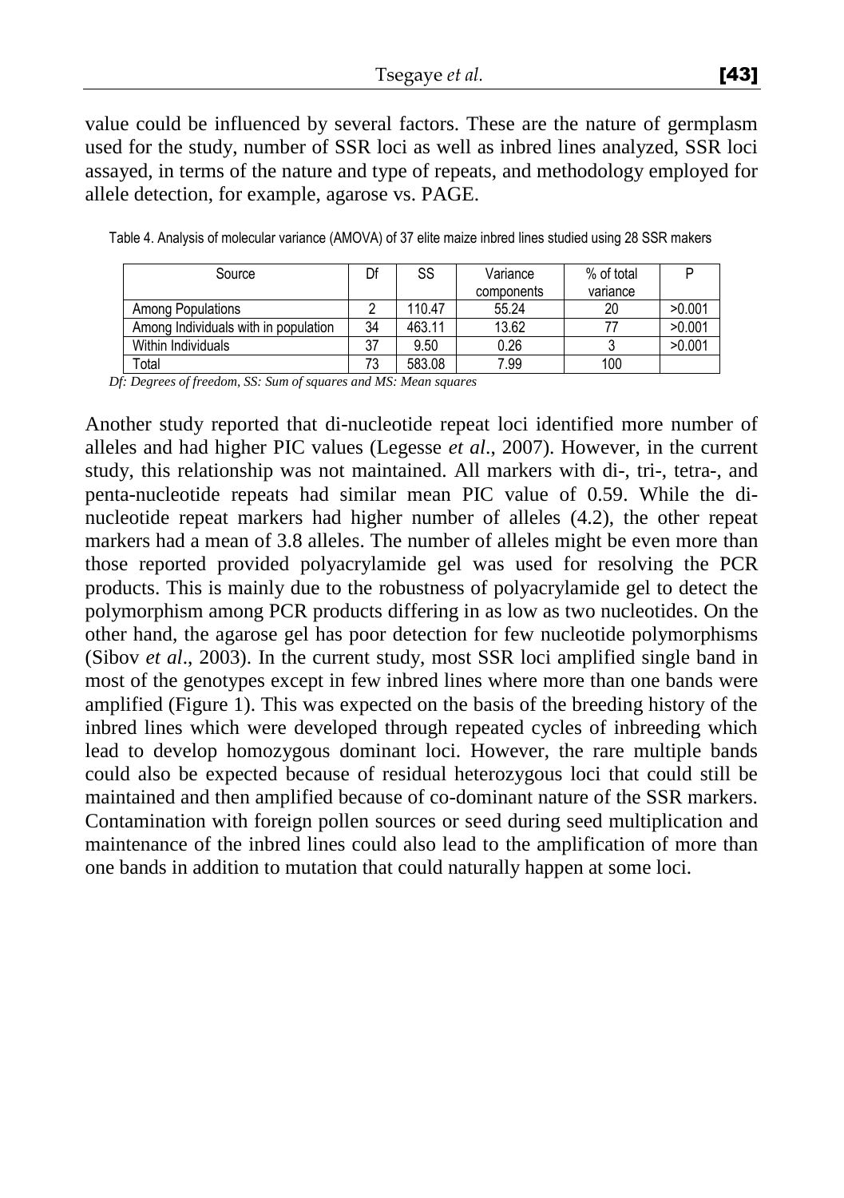value could be influenced by several factors. These are the nature of germplasm used for the study, number of SSR loci as well as inbred lines analyzed, SSR loci assayed, in terms of the nature and type of repeats, and methodology employed for allele detection, for example, agarose vs. PAGE.

Table 4. Analysis of molecular variance (AMOVA) of 37 elite maize inbred lines studied using 28 SSR makers

| Source | Df | SS | Variance components | % of total variance | P |
|---|---|---|---|---|---|
| Among Populations | 2 | 110.47 | 55.24 | 20 | >0.001 |
| Among Individuals with in population | 34 | 463.11 | 13.62 | 77 | >0.001 |
| Within Individuals | 37 | 9.50 | 0.26 | 3 | >0.001 |
| Total | 73 | 583.08 | 7.99 | 100 | |

*Df: Degrees of freedom, SS: Sum of squares and MS: Mean squares*

Another study reported that di-nucleotide repeat loci identified more number of alleles and had higher PIC values (Legesse *et al*., 2007). However, in the current study, this relationship was not maintained. All markers with di-, tri-, tetra-, and penta-nucleotide repeats had similar mean PIC value of 0.59. While the di-nucleotide repeat markers had higher number of alleles (4.2), the other repeat markers had a mean of 3.8 alleles. The number of alleles might be even more than those reported provided polyacrylamide gel was used for resolving the PCR products. This is mainly due to the robustness of polyacrylamide gel to detect the polymorphism among PCR products differing in as low as two nucleotides. On the other hand, the agarose gel has poor detection for few nucleotide polymorphisms (Sibov *et al*., 2003). In the current study, most SSR loci amplified single band in most of the genotypes except in few inbred lines where more than one bands were amplified (Figure 1). This was expected on the basis of the breeding history of the inbred lines which were developed through repeated cycles of inbreeding which lead to develop homozygous dominant loci. However, the rare multiple bands could also be expected because of residual heterozygous loci that could still be maintained and then amplified because of co-dominant nature of the SSR markers. Contamination with foreign pollen sources or seed during seed multiplication and maintenance of the inbred lines could also lead to the amplification of more than one bands in addition to mutation that could naturally happen at some loci.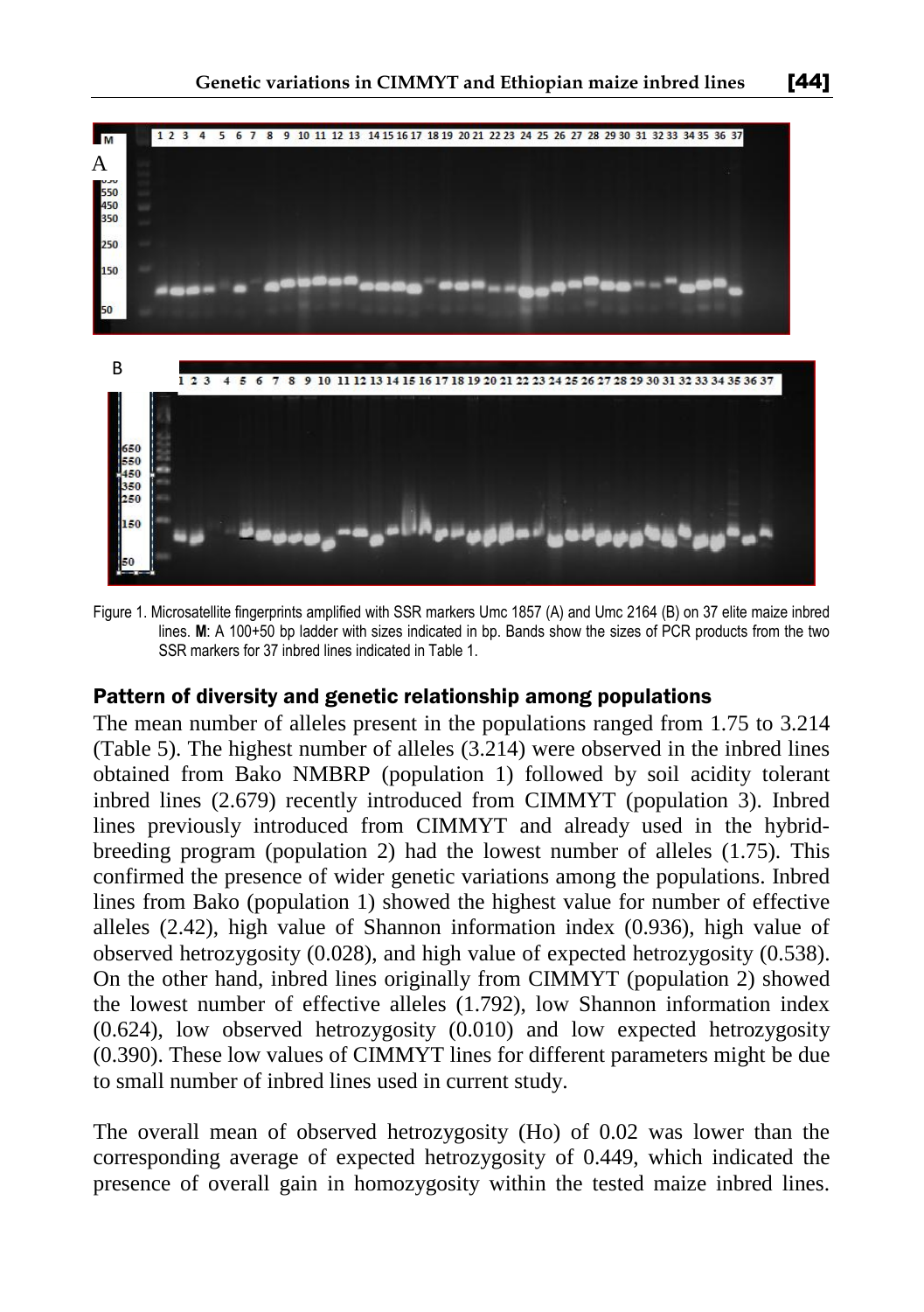Figure 1. Microsatellite fingerprints amplified with SSR markers Umc 1857 (A) and Umc 2164 (B) on 37 elite maize inbred lines. **M**: A 100+50 bp ladder with sizes indicated in bp. Bands show the sizes of PCR products from the two SSR markers for 37 inbred lines indicated in Table 1.

### Pattern of diversity and genetic relationship among populations

The mean number of alleles present in the populations ranged from 1.75 to 3.214 (Table 5). The highest number of alleles (3.214) were observed in the inbred lines obtained from Bako NMBRP (population 1) followed by soil acidity tolerant inbred lines (2.679) recently introduced from CIMMYT (population 3). Inbred lines previously introduced from CIMMYT and already used in the hybrid-breeding program (population 2) had the lowest number of alleles (1.75). This confirmed the presence of wider genetic variations among the populations. Inbred lines from Bako (population 1) showed the highest value for number of effective alleles (2.42), high value of Shannon information index (0.936), high value of observed hetrozygosity (0.028), and high value of expected hetrozygosity (0.538). On the other hand, inbred lines originally from CIMMYT (population 2) showed the lowest number of effective alleles (1.792), low Shannon information index (0.624), low observed hetrozygosity (0.010) and low expected hetrozygosity (0.390). These low values of CIMMYT lines for different parameters might be due to small number of inbred lines used in current study.

The overall mean of observed hetrozygosity (Ho) of 0.02 was lower than the corresponding average of expected hetrozygosity of 0.449, which indicated the presence of overall gain in homozygosity within the tested maize inbred lines.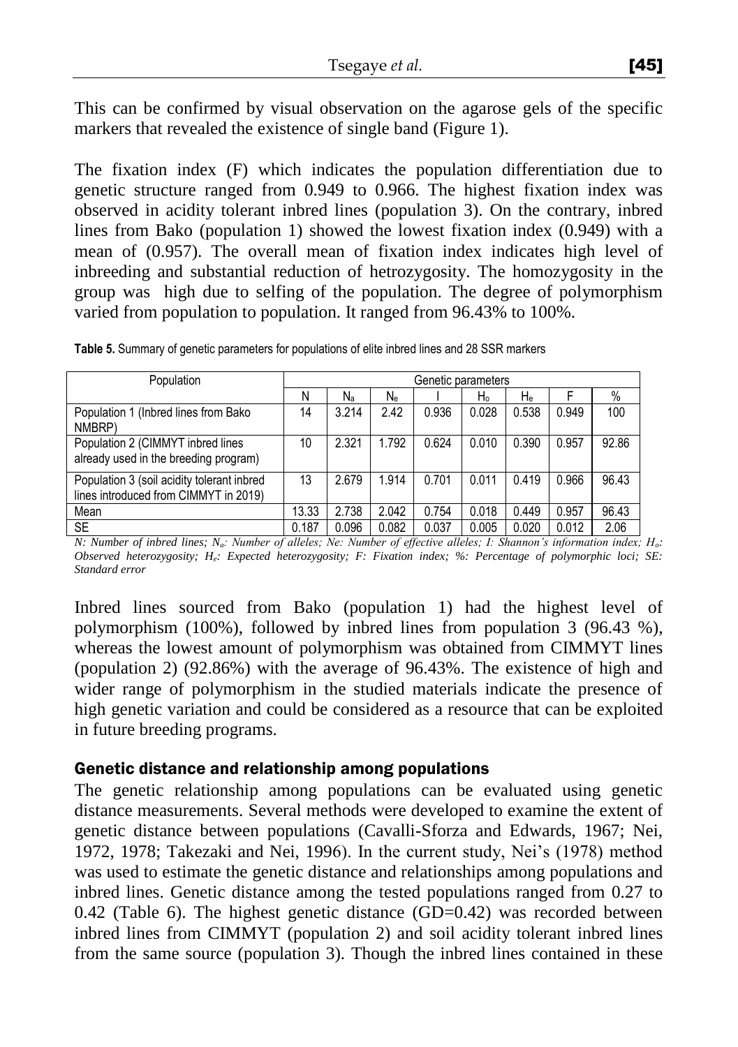This can be confirmed by visual observation on the agarose gels of the specific markers that revealed the existence of single band (Figure 1).

The fixation index (F) which indicates the population differentiation due to genetic structure ranged from 0.949 to 0.966. The highest fixation index was observed in acidity tolerant inbred lines (population 3). On the contrary, inbred lines from Bako (population 1) showed the lowest fixation index (0.949) with a mean of (0.957). The overall mean of fixation index indicates high level of inbreeding and substantial reduction of hetrozygosity. The homozygosity in the group was high due to selfing of the population. The degree of polymorphism varied from population to population. It ranged from 96.43% to 100%.

**Table 5.** Summary of genetic parameters for populations of elite inbred lines and 28 SSR markers

| Population | Genetic parameters | | | | | | | |
|---|---|---|---|---|---|---|---|---|
| | N | $N_a$ | $N_e$ | I | $H_o$ | $H_e$ | F | % |
| Population 1 (Inbred lines from Bako NMBRP) | 14 | 3.214 | 2.42 | 0.936 | 0.028 | 0.538 | 0.949 | 100 |
| Population 2 (CIMMYT inbred lines already used in the breeding program) | 10 | 2.321 | 1.792 | 0.624 | 0.010 | 0.390 | 0.957 | 92.86 |
| Population 3 (soil acidity tolerant inbred lines introduced from CIMMYT in 2019) | 13 | 2.679 | 1.914 | 0.701 | 0.011 | 0.419 | 0.966 | 96.43 |
| Mean | 13.33 | 2.738 | 2.042 | 0.754 | 0.018 | 0.449 | 0.957 | 96.43 |
| SE | 0.187 | 0.096 | 0.082 | 0.037 | 0.005 | 0.020 | 0.012 | 2.06 |

*N: Number of inbred lines; $N_a$: Number of alleles; Ne: Number of effective alleles; I: Shannon's information index; $H_o$: Observed heterozygosity; $H_e$: Expected heterozygosity; F: Fixation index; %: Percentage of polymorphic loci; SE: Standard error*

Inbred lines sourced from Bako (population 1) had the highest level of polymorphism (100%), followed by inbred lines from population 3 (96.43 %), whereas the lowest amount of polymorphism was obtained from CIMMYT lines (population 2) (92.86%) with the average of 96.43%. The existence of high and wider range of polymorphism in the studied materials indicate the presence of high genetic variation and could be considered as a resource that can be exploited in future breeding programs.

## Genetic distance and relationship among populations

The genetic relationship among populations can be evaluated using genetic distance measurements. Several methods were developed to examine the extent of genetic distance between populations (Cavalli-Sforza and Edwards, 1967; Nei, 1972, 1978; Takezaki and Nei, 1996). In the current study, Nei's (1978) method was used to estimate the genetic distance and relationships among populations and inbred lines. Genetic distance among the tested populations ranged from 0.27 to 0.42 (Table 6). The highest genetic distance (GD=0.42) was recorded between inbred lines from CIMMYT (population 2) and soil acidity tolerant inbred lines from the same source (population 3). Though the inbred lines contained in these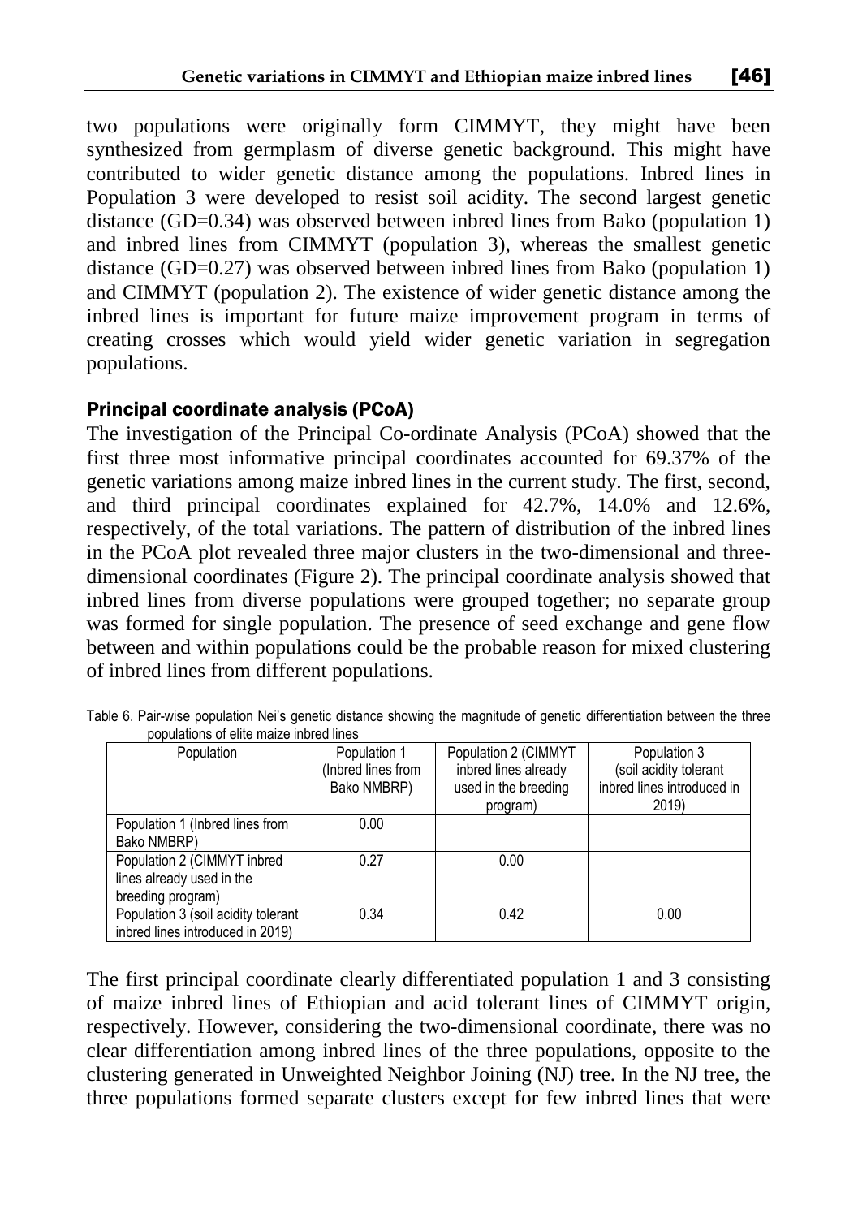two populations were originally form CIMMYT, they might have been synthesized from germplasm of diverse genetic background. This might have contributed to wider genetic distance among the populations. Inbred lines in Population 3 were developed to resist soil acidity. The second largest genetic distance (GD=0.34) was observed between inbred lines from Bako (population 1) and inbred lines from CIMMYT (population 3), whereas the smallest genetic distance (GD=0.27) was observed between inbred lines from Bako (population 1) and CIMMYT (population 2). The existence of wider genetic distance among the inbred lines is important for future maize improvement program in terms of creating crosses which would yield wider genetic variation in segregation populations.

## Principal coordinate analysis (PCoA)

The investigation of the Principal Co-ordinate Analysis (PCoA) showed that the first three most informative principal coordinates accounted for 69.37% of the genetic variations among maize inbred lines in the current study. The first, second, and third principal coordinates explained for 42.7%, 14.0% and 12.6%, respectively, of the total variations. The pattern of distribution of the inbred lines in the PCoA plot revealed three major clusters in the two-dimensional and three-dimensional coordinates (Figure 2). The principal coordinate analysis showed that inbred lines from diverse populations were grouped together; no separate group was formed for single population. The presence of seed exchange and gene flow between and within populations could be the probable reason for mixed clustering of inbred lines from different populations.

Table 6. Pair-wise population Nei's genetic distance showing the magnitude of genetic differentiation between the three populations of elite maize inbred lines

| Population | Population 1 (Inbred lines from Bako NMBRP) | Population 2 (CIMMYT inbred lines already used in the breeding program) | Population 3 (soil acidity tolerant inbred lines introduced in 2019) |
|---|---|---|---|
| Population 1 (Inbred lines from Bako NMBRP) | 0.00 | | |
| Population 2 (CIMMYT inbred lines already used in the breeding program) | 0.27 | 0.00 | |
| Population 3 (soil acidity tolerant inbred lines introduced in 2019) | 0.34 | 0.42 | 0.00 |

The first principal coordinate clearly differentiated population 1 and 3 consisting of maize inbred lines of Ethiopian and acid tolerant lines of CIMMYT origin, respectively. However, considering the two-dimensional coordinate, there was no clear differentiation among inbred lines of the three populations, opposite to the clustering generated in Unweighted Neighbor Joining (NJ) tree. In the NJ tree, the three populations formed separate clusters except for few inbred lines that were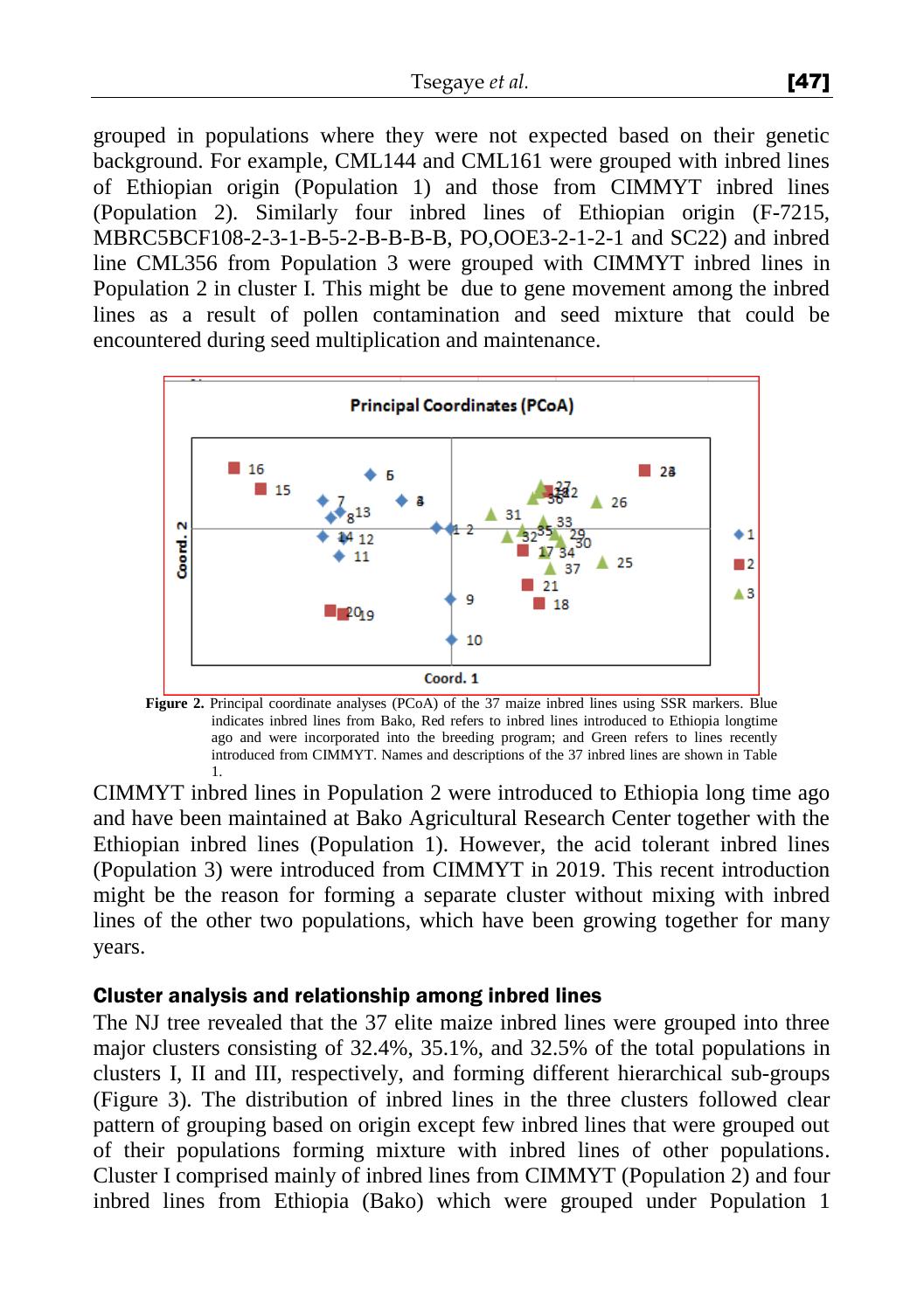grouped in populations where they were not expected based on their genetic background. For example, CML144 and CML161 were grouped with inbred lines of Ethiopian origin (Population 1) and those from CIMMYT inbred lines (Population 2). Similarly four inbred lines of Ethiopian origin (F-7215, MBRC5BCF108-2-3-1-B-5-2-B-B-B-B, PO,OOE3-2-1-2-1 and SC22) and inbred line CML356 from Population 3 were grouped with CIMMYT inbred lines in Population 2 in cluster I. This might be due to gene movement among the inbred lines as a result of pollen contamination and seed mixture that could be encountered during seed multiplication and maintenance.

**Figure 2.** Principal coordinate analyses (PCoA) of the 37 maize inbred lines using SSR markers. Blue indicates inbred lines from Bako, Red refers to inbred lines introduced to Ethiopia longtime ago and were incorporated into the breeding program; and Green refers to lines recently introduced from CIMMYT. Names and descriptions of the 37 inbred lines are shown in Table 1.

CIMMYT inbred lines in Population 2 were introduced to Ethiopia long time ago and have been maintained at Bako Agricultural Research Center together with the Ethiopian inbred lines (Population 1). However, the acid tolerant inbred lines (Population 3) were introduced from CIMMYT in 2019. This recent introduction might be the reason for forming a separate cluster without mixing with inbred lines of the other two populations, which have been growing together for many years.

### Cluster analysis and relationship among inbred lines

The NJ tree revealed that the 37 elite maize inbred lines were grouped into three major clusters consisting of 32.4%, 35.1%, and 32.5% of the total populations in clusters I, II and III, respectively, and forming different hierarchical sub-groups (Figure 3). The distribution of inbred lines in the three clusters followed clear pattern of grouping based on origin except few inbred lines that were grouped out of their populations forming mixture with inbred lines of other populations. Cluster I comprised mainly of inbred lines from CIMMYT (Population 2) and four inbred lines from Ethiopia (Bako) which were grouped under Population 1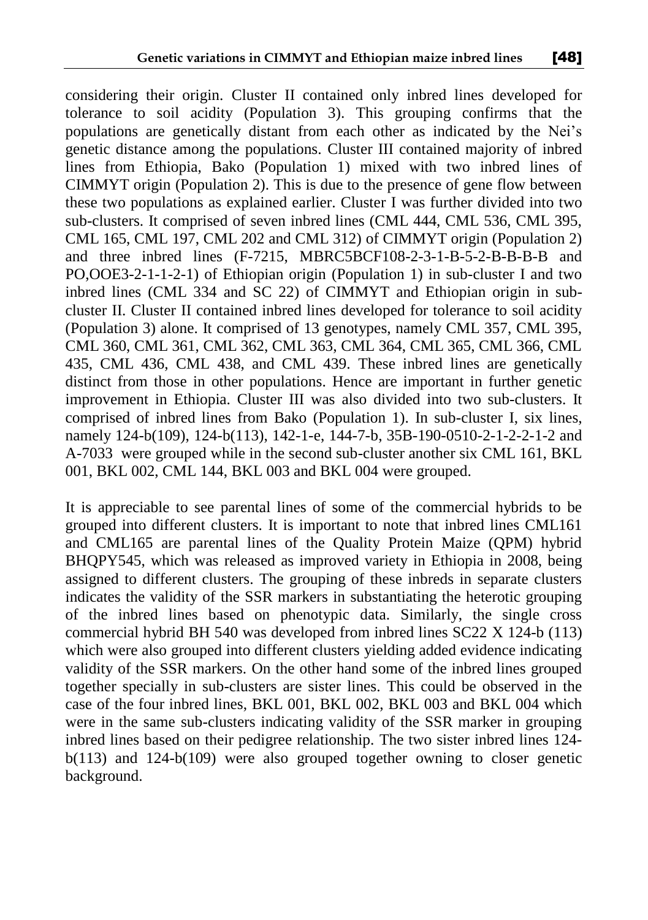considering their origin. Cluster II contained only inbred lines developed for tolerance to soil acidity (Population 3). This grouping confirms that the populations are genetically distant from each other as indicated by the Nei's genetic distance among the populations. Cluster III contained majority of inbred lines from Ethiopia, Bako (Population 1) mixed with two inbred lines of CIMMYT origin (Population 2). This is due to the presence of gene flow between these two populations as explained earlier. Cluster I was further divided into two sub-clusters. It comprised of seven inbred lines (CML 444, CML 536, CML 395, CML 165, CML 197, CML 202 and CML 312) of CIMMYT origin (Population 2) and three inbred lines (F-7215, MBRC5BCF108-2-3-1-B-5-2-B-B-B-B and PO,OOE3-2-1-1-2-1) of Ethiopian origin (Population 1) in sub-cluster I and two inbred lines (CML 334 and SC 22) of CIMMYT and Ethiopian origin in sub-cluster II. Cluster II contained inbred lines developed for tolerance to soil acidity (Population 3) alone. It comprised of 13 genotypes, namely CML 357, CML 395, CML 360, CML 361, CML 362, CML 363, CML 364, CML 365, CML 366, CML 435, CML 436, CML 438, and CML 439. These inbred lines are genetically distinct from those in other populations. Hence are important in further genetic improvement in Ethiopia. Cluster III was also divided into two sub-clusters. It comprised of inbred lines from Bako (Population 1). In sub-cluster I, six lines, namely 124-b(109), 124-b(113), 142-1-e, 144-7-b, 35B-190-0510-2-1-2-2-1-2 and A-7033 were grouped while in the second sub-cluster another six CML 161, BKL 001, BKL 002, CML 144, BKL 003 and BKL 004 were grouped.

It is appreciable to see parental lines of some of the commercial hybrids to be grouped into different clusters. It is important to note that inbred lines CML161 and CML165 are parental lines of the Quality Protein Maize (QPM) hybrid BHQPY545, which was released as improved variety in Ethiopia in 2008, being assigned to different clusters. The grouping of these inbreds in separate clusters indicates the validity of the SSR markers in substantiating the heterotic grouping of the inbred lines based on phenotypic data. Similarly, the single cross commercial hybrid BH 540 was developed from inbred lines SC22 X 124-b (113) which were also grouped into different clusters yielding added evidence indicating validity of the SSR markers. On the other hand some of the inbred lines grouped together specially in sub-clusters are sister lines. This could be observed in the case of the four inbred lines, BKL 001, BKL 002, BKL 003 and BKL 004 which were in the same sub-clusters indicating validity of the SSR marker in grouping inbred lines based on their pedigree relationship. The two sister inbred lines 124-b(113) and 124-b(109) were also grouped together owning to closer genetic background.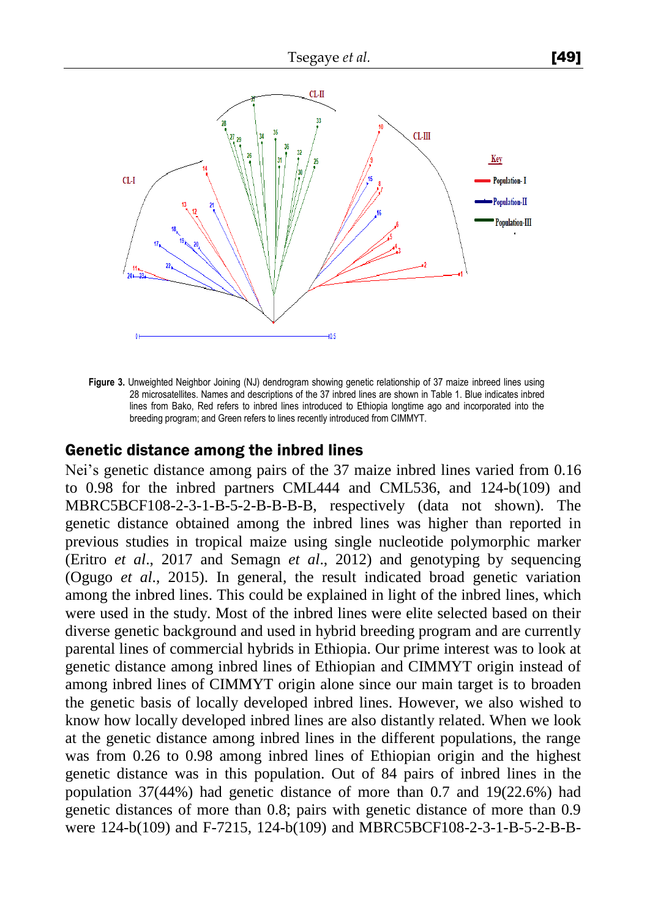**Figure 3.** Unweighted Neighbor Joining (NJ) dendrogram showing genetic relationship of 37 maize inbreed lines using 28 microsatellites. Names and descriptions of the 37 inbred lines are shown in Table 1. Blue indicates inbred lines from Bako, Red refers to inbred lines introduced to Ethiopia longtime ago and incorporated into the breeding program; and Green refers to lines recently introduced from CIMMYT.

## Genetic distance among the inbred lines

Nei's genetic distance among pairs of the 37 maize inbred lines varied from 0.16 to 0.98 for the inbred partners CML444 and CML536, and 124-b(109) and MBRC5BCF108-2-3-1-B-5-2-B-B-B-B, respectively (data not shown). The genetic distance obtained among the inbred lines was higher than reported in previous studies in tropical maize using single nucleotide polymorphic marker (Eritro *et al*., 2017 and Semagn *et al*., 2012) and genotyping by sequencing (Ogugo *et al*., 2015). In general, the result indicated broad genetic variation among the inbred lines. This could be explained in light of the inbred lines, which were used in the study. Most of the inbred lines were elite selected based on their diverse genetic background and used in hybrid breeding program and are currently parental lines of commercial hybrids in Ethiopia. Our prime interest was to look at genetic distance among inbred lines of Ethiopian and CIMMYT origin instead of among inbred lines of CIMMYT origin alone since our main target is to broaden the genetic basis of locally developed inbred lines. However, we also wished to know how locally developed inbred lines are also distantly related. When we look at the genetic distance among inbred lines in the different populations, the range was from 0.26 to 0.98 among inbred lines of Ethiopian origin and the highest genetic distance was in this population. Out of 84 pairs of inbred lines in the population 37(44%) had genetic distance of more than 0.7 and 19(22.6%) had genetic distances of more than 0.8; pairs with genetic distance of more than 0.9 were 124-b(109) and F-7215, 124-b(109) and MBRC5BCF108-2-3-1-B-5-2-B-B-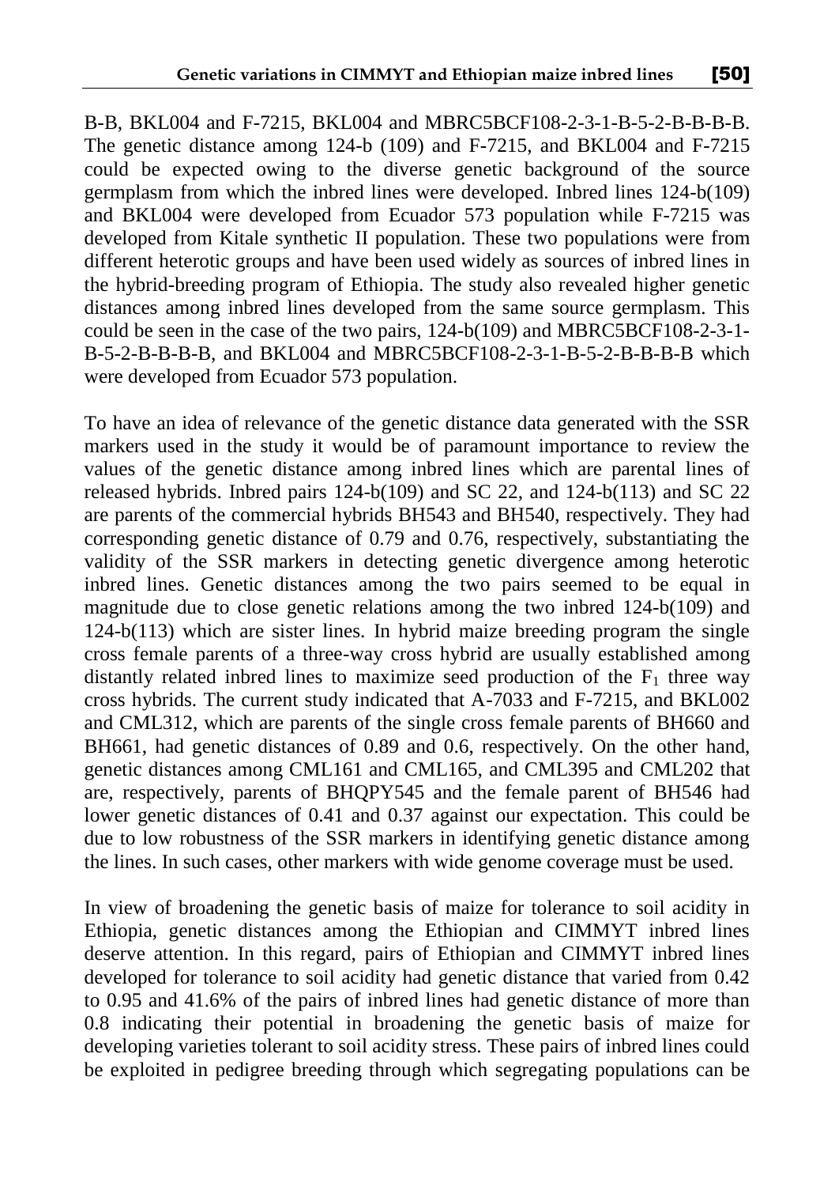B-B, BKL004 and F-7215, BKL004 and MBRC5BCF108-2-3-1-B-5-2-B-B-B-B. The genetic distance among 124-b (109) and F-7215, and BKL004 and F-7215 could be expected owing to the diverse genetic background of the source germplasm from which the inbred lines were developed. Inbred lines 124-b(109) and BKL004 were developed from Ecuador 573 population while F-7215 was developed from Kitale synthetic II population. These two populations were from different heterotic groups and have been used widely as sources of inbred lines in the hybrid-breeding program of Ethiopia. The study also revealed higher genetic distances among inbred lines developed from the same source germplasm. This could be seen in the case of the two pairs, 124-b(109) and MBRC5BCF108-2-3-1-B-5-2-B-B-B-B, and BKL004 and MBRC5BCF108-2-3-1-B-5-2-B-B-B-B which were developed from Ecuador 573 population.

To have an idea of relevance of the genetic distance data generated with the SSR markers used in the study it would be of paramount importance to review the values of the genetic distance among inbred lines which are parental lines of released hybrids. Inbred pairs 124-b(109) and SC 22, and 124-b(113) and SC 22 are parents of the commercial hybrids BH543 and BH540, respectively. They had corresponding genetic distance of 0.79 and 0.76, respectively, substantiating the validity of the SSR markers in detecting genetic divergence among heterotic inbred lines. Genetic distances among the two pairs seemed to be equal in magnitude due to close genetic relations among the two inbred 124-b(109) and 124-b(113) which are sister lines. In hybrid maize breeding program the single cross female parents of a three-way cross hybrid are usually established among distantly related inbred lines to maximize seed production of the $F_1$ three way cross hybrids. The current study indicated that A-7033 and F-7215, and BKL002 and CML312, which are parents of the single cross female parents of BH660 and BH661, had genetic distances of 0.89 and 0.6, respectively. On the other hand, genetic distances among CML161 and CML165, and CML395 and CML202 that are, respectively, parents of BHQPY545 and the female parent of BH546 had lower genetic distances of 0.41 and 0.37 against our expectation. This could be due to low robustness of the SSR markers in identifying genetic distance among the lines. In such cases, other markers with wide genome coverage must be used.

In view of broadening the genetic basis of maize for tolerance to soil acidity in Ethiopia, genetic distances among the Ethiopian and CIMMYT inbred lines deserve attention. In this regard, pairs of Ethiopian and CIMMYT inbred lines developed for tolerance to soil acidity had genetic distance that varied from 0.42 to 0.95 and 41.6% of the pairs of inbred lines had genetic distance of more than 0.8 indicating their potential in broadening the genetic basis of maize for developing varieties tolerant to soil acidity stress. These pairs of inbred lines could be exploited in pedigree breeding through which segregating populations can be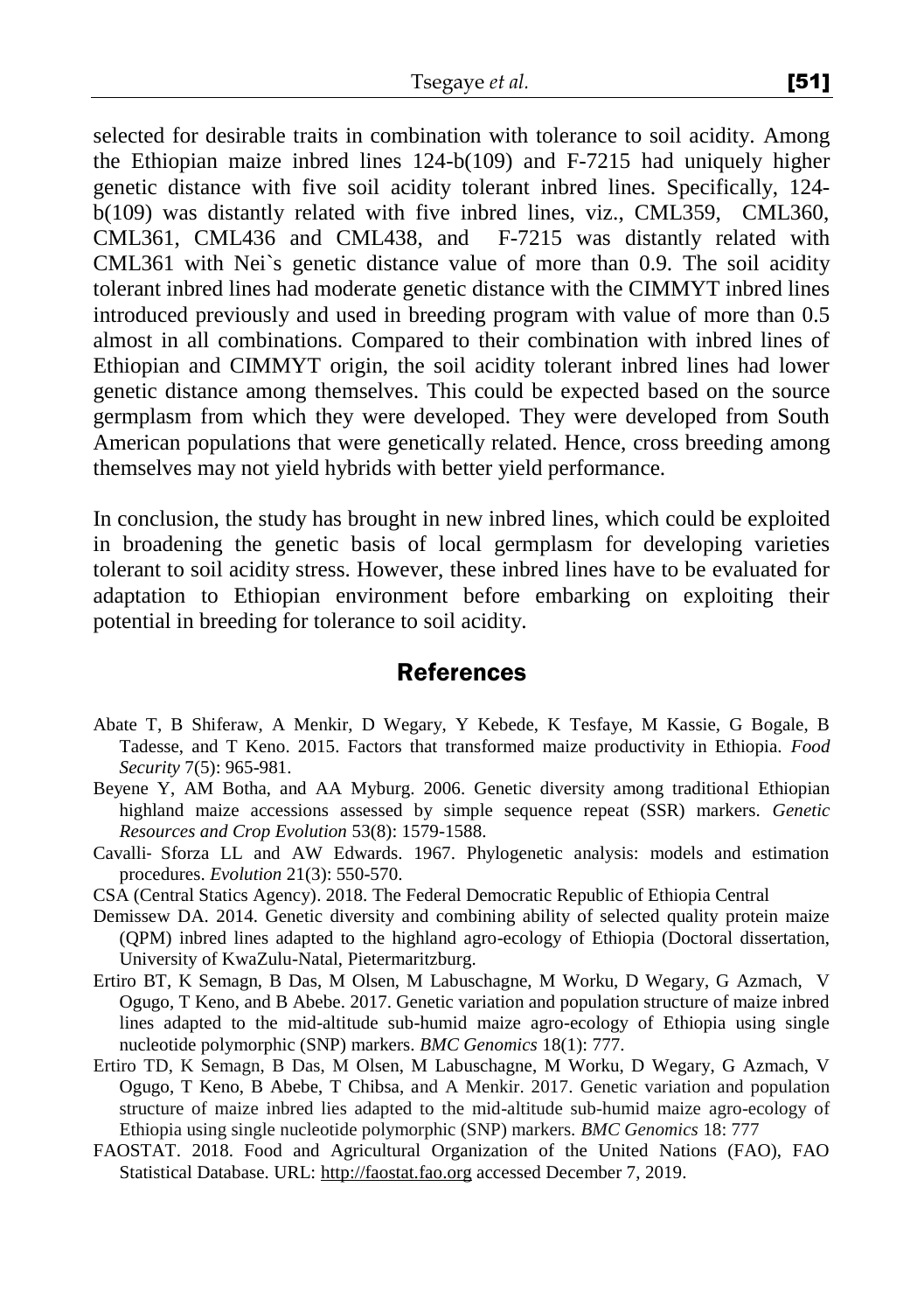selected for desirable traits in combination with tolerance to soil acidity. Among the Ethiopian maize inbred lines 124-b(109) and F-7215 had uniquely higher genetic distance with five soil acidity tolerant inbred lines. Specifically, 124-b(109) was distantly related with five inbred lines, viz., CML359, CML360, CML361, CML436 and CML438, and F-7215 was distantly related with CML361 with Nei`s genetic distance value of more than 0.9. The soil acidity tolerant inbred lines had moderate genetic distance with the CIMMYT inbred lines introduced previously and used in breeding program with value of more than 0.5 almost in all combinations. Compared to their combination with inbred lines of Ethiopian and CIMMYT origin, the soil acidity tolerant inbred lines had lower genetic distance among themselves. This could be expected based on the source germplasm from which they were developed. They were developed from South American populations that were genetically related. Hence, cross breeding among themselves may not yield hybrids with better yield performance.

In conclusion, the study has brought in new inbred lines, which could be exploited in broadening the genetic basis of local germplasm for developing varieties tolerant to soil acidity stress. However, these inbred lines have to be evaluated for adaptation to Ethiopian environment before embarking on exploiting their potential in breeding for tolerance to soil acidity.

## References

Abate T, B Shiferaw, A Menkir, D Wegary, Y Kebede, K Tesfaye, M Kassie, G Bogale, B Tadesse, and T Keno. 2015. Factors that transformed maize productivity in Ethiopia. *Food Security* 7(5): 965-981.

Beyene Y, AM Botha, and AA Myburg. 2006. Genetic diversity among traditional Ethiopian highland maize accessions assessed by simple sequence repeat (SSR) markers. *Genetic Resources and Crop Evolution* 53(8): 1579-1588.

Cavalli- Sforza LL and AW Edwards. 1967. Phylogenetic analysis: models and estimation procedures. *Evolution* 21(3): 550-570.

CSA (Central Statics Agency). 2018. The Federal Democratic Republic of Ethiopia Central

Demissew DA. 2014. Genetic diversity and combining ability of selected quality protein maize (QPM) inbred lines adapted to the highland agro-ecology of Ethiopia (Doctoral dissertation, University of KwaZulu-Natal, Pietermaritzburg.

Ertiro BT, K Semagn, B Das, M Olsen, M Labuschagne, M Worku, D Wegary, G Azmach, V Ogugo, T Keno, and B Abebe. 2017. Genetic variation and population structure of maize inbred lines adapted to the mid-altitude sub-humid maize agro-ecology of Ethiopia using single nucleotide polymorphic (SNP) markers. *BMC Genomics* 18(1): 777.

Ertiro TD, K Semagn, B Das, M Olsen, M Labuschagne, M Worku, D Wegary, G Azmach, V Ogugo, T Keno, B Abebe, T Chibsa, and A Menkir. 2017. Genetic variation and population structure of maize inbred lies adapted to the mid-altitude sub-humid maize agro-ecology of Ethiopia using single nucleotide polymorphic (SNP) markers. *BMC Genomics* 18: 777

FAOSTAT. 2018. Food and Agricultural Organization of the United Nations (FAO), FAO Statistical Database. URL: http://faostat.fao.org accessed December 7, 2019.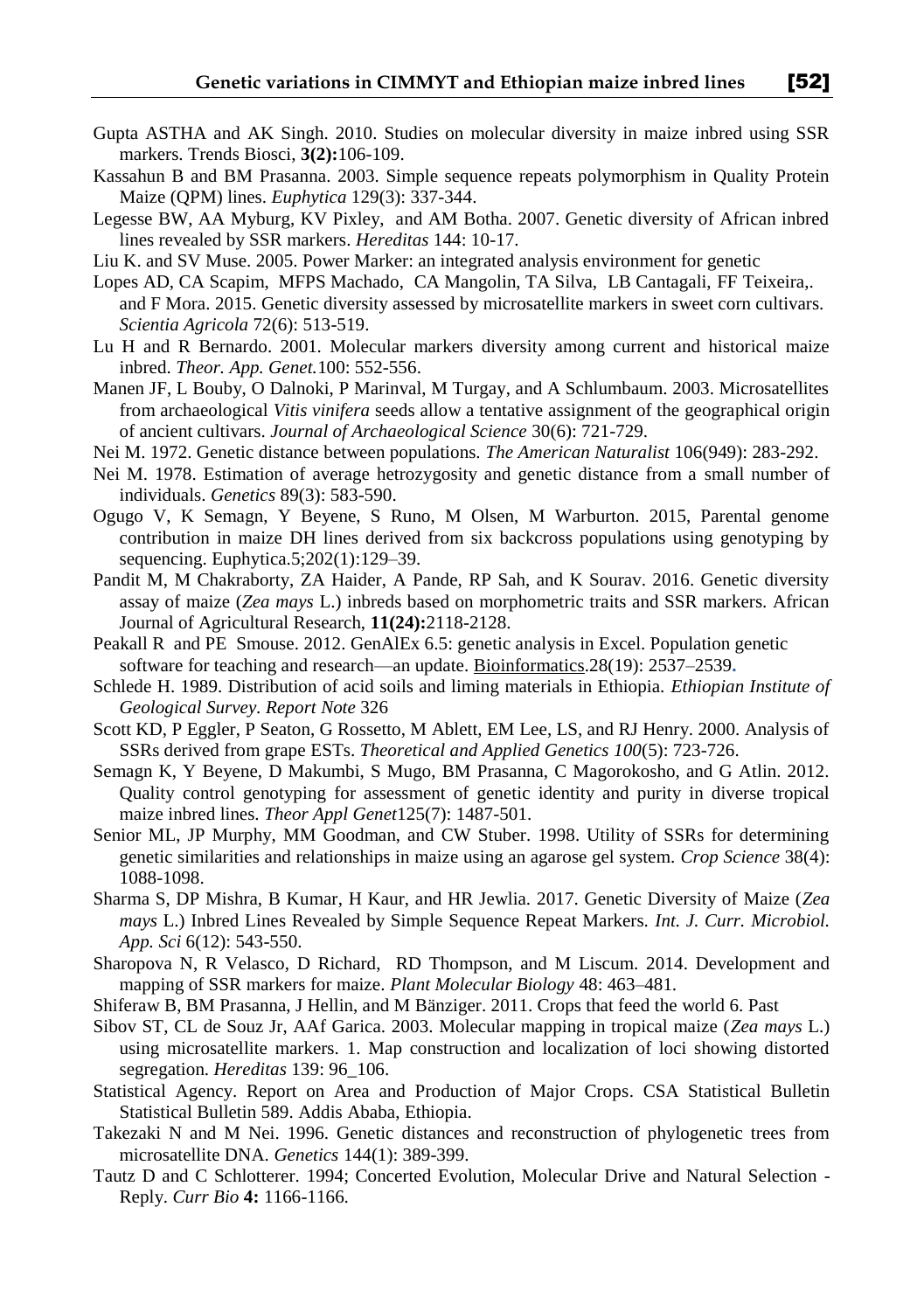Gupta ASTHA and AK Singh. 2010. Studies on molecular diversity in maize inbred using SSR markers. Trends Biosci, **3(2):**106-109.

Kassahun B and BM Prasanna. 2003. Simple sequence repeats polymorphism in Quality Protein Maize (QPM) lines. *Euphytica* 129(3): 337-344.

Legesse BW, AA Myburg, KV Pixley, and AM Botha. 2007. Genetic diversity of African inbred lines revealed by SSR markers. *Hereditas* 144: 10-17.

Liu K. and SV Muse. 2005. Power Marker: an integrated analysis environment for genetic

Lopes AD, CA Scapim, MFPS Machado, CA Mangolin, TA Silva, LB Cantagali, FF Teixeira,. and F Mora. 2015. Genetic diversity assessed by microsatellite markers in sweet corn cultivars. *Scientia Agricola* 72(6): 513-519.

Lu H and R Bernardo. 2001. Molecular markers diversity among current and historical maize inbred. *Theor. App. Genet.*100: 552-556.

Manen JF, L Bouby, O Dalnoki, P Marinval, M Turgay, and A Schlumbaum. 2003. Microsatellites from archaeological *Vitis vinifera* seeds allow a tentative assignment of the geographical origin of ancient cultivars. *Journal of Archaeological Science* 30(6): 721-729.

Nei M. 1972. Genetic distance between populations. *The American Naturalist* 106(949): 283-292.

Nei M. 1978. Estimation of average hetrozygosity and genetic distance from a small number of individuals. *Genetics* 89(3): 583-590.

Ogugo V, K Semagn, Y Beyene, S Runo, M Olsen, M Warburton. 2015, Parental genome contribution in maize DH lines derived from six backcross populations using genotyping by sequencing. Euphytica.5;202(1):129–39.

Pandit M, M Chakraborty, ZA Haider, A Pande, RP Sah, and K Sourav. 2016. Genetic diversity assay of maize (*Zea mays* L.) inbreds based on morphometric traits and SSR markers. African Journal of Agricultural Research, **11(24):**2118-2128.

Peakall R and PE Smouse. 2012. GenAlEx 6.5: genetic analysis in Excel. Population genetic software for teaching and research—an update. Bioinformatics.28(19): 2537–2539.

Schlede H. 1989. Distribution of acid soils and liming materials in Ethiopia. *Ethiopian Institute of Geological Survey. Report Note* 326

Scott KD, P Eggler, P Seaton, G Rossetto, M Ablett, EM Lee, LS, and RJ Henry. 2000. Analysis of SSRs derived from grape ESTs. *Theoretical and Applied Genetics 100*(5): 723-726.

Semagn K, Y Beyene, D Makumbi, S Mugo, BM Prasanna, C Magorokosho, and G Atlin. 2012. Quality control genotyping for assessment of genetic identity and purity in diverse tropical maize inbred lines. *Theor Appl Genet*125(7): 1487-501.

Senior ML, JP Murphy, MM Goodman, and CW Stuber. 1998. Utility of SSRs for determining genetic similarities and relationships in maize using an agarose gel system. *Crop Science* 38(4): 1088-1098.

Sharma S, DP Mishra, B Kumar, H Kaur, and HR Jewlia. 2017. Genetic Diversity of Maize (*Zea mays* L.) Inbred Lines Revealed by Simple Sequence Repeat Markers. *Int. J. Curr. Microbiol. App. Sci* 6(12): 543-550.

Sharopova N, R Velasco, D Richard, RD Thompson, and M Liscum. 2014. Development and mapping of SSR markers for maize. *Plant Molecular Biology* 48: 463–481.

Shiferaw B, BM Prasanna, J Hellin, and M Bänziger. 2011. Crops that feed the world 6. Past

Sibov ST, CL de Souz Jr, AAf Garica. 2003. Molecular mapping in tropical maize (*Zea mays* L.) using microsatellite markers. 1. Map construction and localization of loci showing distorted segregation. *Hereditas* 139: 96_106.

Statistical Agency. Report on Area and Production of Major Crops. CSA Statistical Bulletin Statistical Bulletin 589. Addis Ababa, Ethiopia.

Takezaki N and M Nei. 1996. Genetic distances and reconstruction of phylogenetic trees from microsatellite DNA. *Genetics* 144(1): 389-399.

Tautz D and C Schlotterer. 1994; Concerted Evolution, Molecular Drive and Natural Selection - Reply. *Curr Bio* **4:** 1166-1166.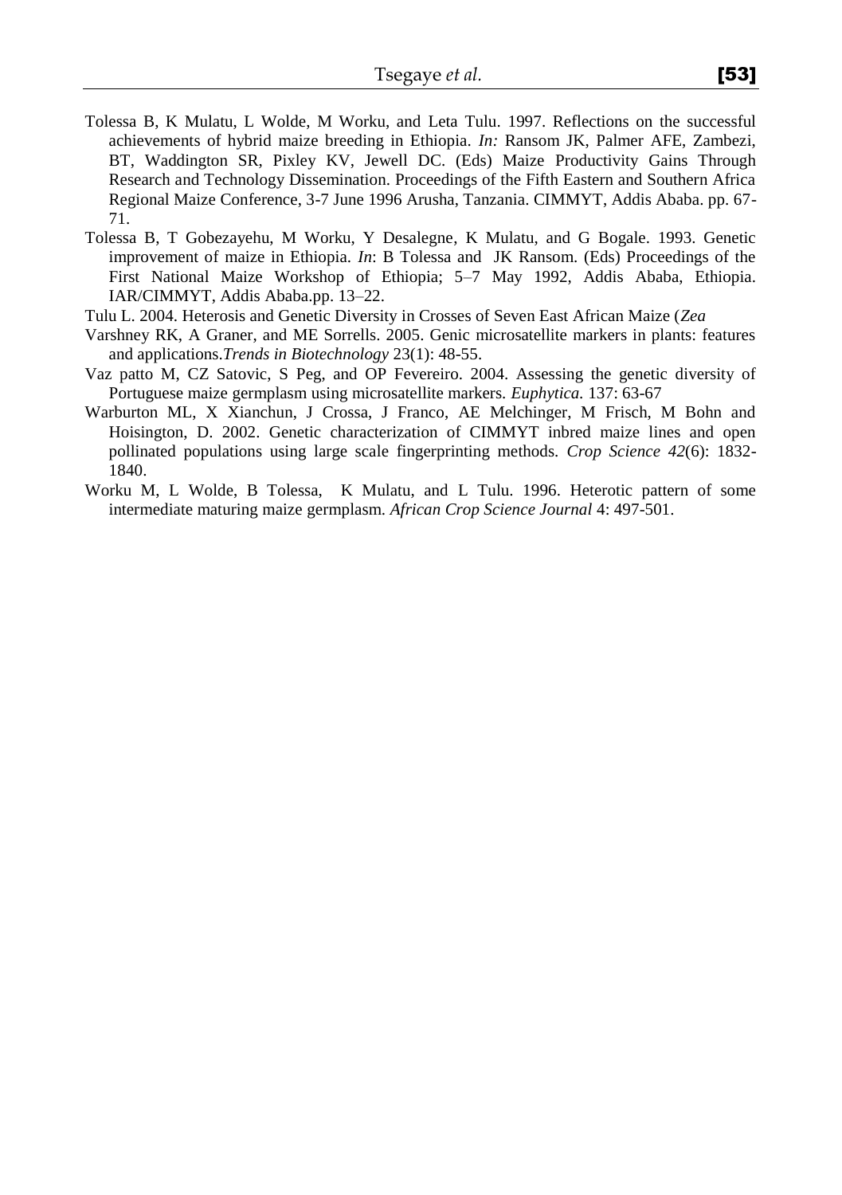Tolessa B, K Mulatu, L Wolde, M Worku, and Leta Tulu. 1997. Reflections on the successful achievements of hybrid maize breeding in Ethiopia. *In:* Ransom JK, Palmer AFE, Zambezi, BT, Waddington SR, Pixley KV, Jewell DC. (Eds) Maize Productivity Gains Through Research and Technology Dissemination. Proceedings of the Fifth Eastern and Southern Africa Regional Maize Conference, 3-7 June 1996 Arusha, Tanzania. CIMMYT, Addis Ababa. pp. 67-71.

Tolessa B, T Gobezayehu, M Worku, Y Desalegne, K Mulatu, and G Bogale. 1993. Genetic improvement of maize in Ethiopia. *In*: B Tolessa and JK Ransom. (Eds) Proceedings of the First National Maize Workshop of Ethiopia; 5–7 May 1992, Addis Ababa, Ethiopia. IAR/CIMMYT, Addis Ababa.pp. 13–22.

Tulu L. 2004. Heterosis and Genetic Diversity in Crosses of Seven East African Maize (*Zea*

Varshney RK, A Graner, and ME Sorrells. 2005. Genic microsatellite markers in plants: features and applications.*Trends in Biotechnology* 23(1): 48-55.

Vaz patto M, CZ Satovic, S Peg, and OP Fevereiro. 2004. Assessing the genetic diversity of Portuguese maize germplasm using microsatellite markers. *Euphytica.* 137: 63-67

Warburton ML, X Xianchun, J Crossa, J Franco, AE Melchinger, M Frisch, M Bohn and Hoisington, D. 2002. Genetic characterization of CIMMYT inbred maize lines and open pollinated populations using large scale fingerprinting methods. *Crop Science 42*(6): 1832-1840.

Worku M, L Wolde, B Tolessa, K Mulatu, and L Tulu. 1996. Heterotic pattern of some intermediate maturing maize germplasm. *African Crop Science Journal* 4: 497-501.